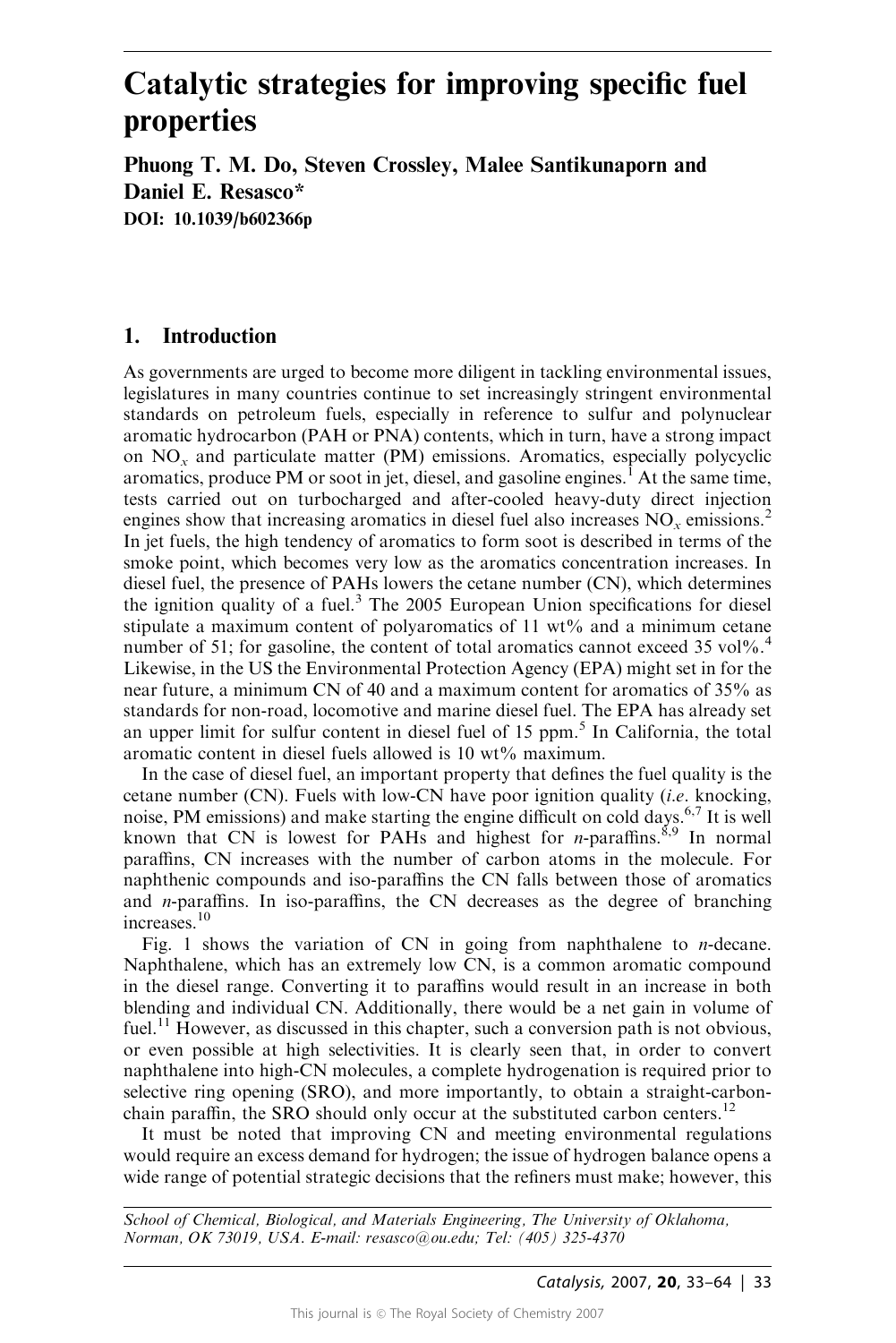# Catalytic strategies for improving specific fuel properties

**Phuong T. M. Do, Steven Crossley, Malee Santikunaporn and Daniel E. Resasco***

**DOI: 10.1039/b602366p**

## 1. Introduction

As governments are urged to become more diligent in tackling environmental issues, legislatures in many countries continue to set increasingly stringent environmental standards on petroleum fuels, especially in reference to sulfur and polynuclear aromatic hydrocarbon (PAH or PNA) contents, which in turn, have a strong impact on $NO_x$ and particulate matter (PM) emissions. Aromatics, especially polycyclic aromatics, produce PM or soot in jet, diesel, and gasoline engines.[1] At the same time, tests carried out on turbocharged and after-cooled heavy-duty direct injection engines show that increasing aromatics in diesel fuel also increases $NO_x$ emissions.[2] In jet fuels, the high tendency of aromatics to form soot is described in terms of the smoke point, which becomes very low as the aromatics concentration increases. In diesel fuel, the presence of PAHs lowers the cetane number (CN), which determines the ignition quality of a fuel.[3] The 2005 European Union specifications for diesel stipulate a maximum content of polyaromatics of 11 wt% and a minimum cetane number of 51; for gasoline, the content of total aromatics cannot exceed 35 vol%.[4] Likewise, in the US the Environmental Protection Agency (EPA) might set in for the near future, a minimum CN of 40 and a maximum content for aromatics of 35% as standards for non-road, locomotive and marine diesel fuel. The EPA has already set an upper limit for sulfur content in diesel fuel of 15 ppm.[5] In California, the total aromatic content in diesel fuels allowed is 10 wt% maximum.

In the case of diesel fuel, an important property that defines the fuel quality is the cetane number (CN). Fuels with low-CN have poor ignition quality (*i.e.* knocking, noise, PM emissions) and make starting the engine difficult on cold days.[6,7] It is well known that CN is lowest for PAHs and highest for *n*-paraffins.[8,9] In normal paraffins, CN increases with the number of carbon atoms in the molecule. For naphthenic compounds and iso-paraffins the CN falls between those of aromatics and *n*-paraffins. In iso-paraffins, the CN decreases as the degree of branching increases.[10]

Fig. 1 shows the variation of CN in going from naphthalene to *n*-decane. Naphthalene, which has an extremely low CN, is a common aromatic compound in the diesel range. Converting it to paraffins would result in an increase in both blending and individual CN. Additionally, there would be a net gain in volume of fuel.[11] However, as discussed in this chapter, such a conversion path is not obvious, or even possible at high selectivities. It is clearly seen that, in order to convert naphthalene into high-CN molecules, a complete hydrogenation is required prior to selective ring opening (SRO), and more importantly, to obtain a straight-carbon-chain paraffin, the SRO should only occur at the substituted carbon centers.[12]

It must be noted that improving CN and meeting environmental regulations would require an excess demand for hydrogen; the issue of hydrogen balance opens a wide range of potential strategic decisions that the refiners must make; however, this

*School of Chemical, Biological, and Materials Engineering, The University of Oklahoma, Norman, OK 73019, USA. E-mail: resasco@ou.edu; Tel: (405) 325-4370*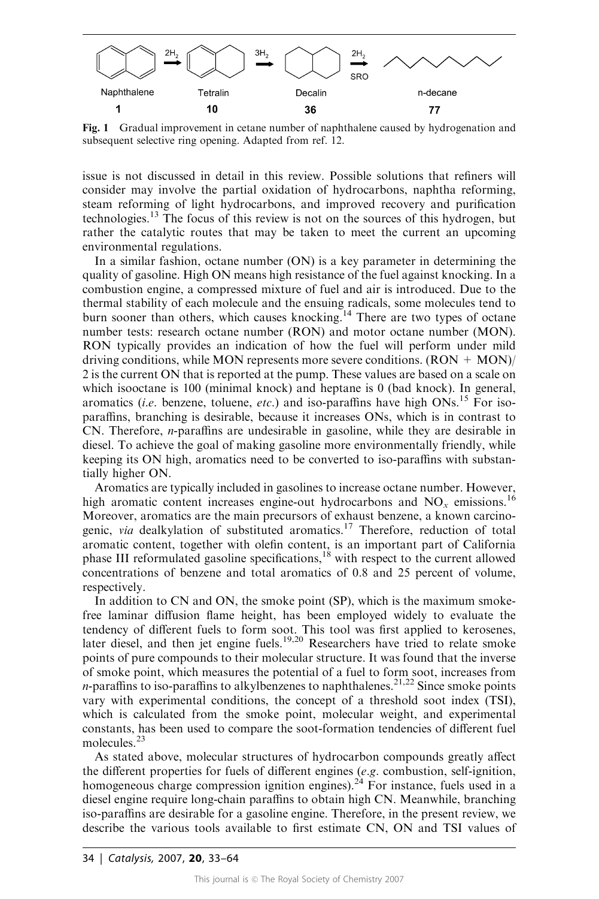Naphthalene → ($2H_2$) Tetralin → ($3H_2$) Decalin → ($2H_2$, SRO) n-decane

| Naphthalene | Tetralin | Decalin | n-decane |
|---|---|---|---|
| 1 | 10 | 36 | 77 |

**Fig. 1** Gradual improvement in cetane number of naphthalene caused by hydrogenation and subsequent selective ring opening. Adapted from ref. 12.

issue is not discussed in detail in this review. Possible solutions that refiners will consider may involve the partial oxidation of hydrocarbons, naphtha reforming, steam reforming of light hydrocarbons, and improved recovery and purification technologies.[13] The focus of this review is not on the sources of this hydrogen, but rather the catalytic routes that may be taken to meet the current an upcoming environmental regulations.

In a similar fashion, octane number (ON) is a key parameter in determining the quality of gasoline. High ON means high resistance of the fuel against knocking. In a combustion engine, a compressed mixture of fuel and air is introduced. Due to the thermal stability of each molecule and the ensuing radicals, some molecules tend to burn sooner than others, which causes knocking.[14] There are two types of octane number tests: research octane number (RON) and motor octane number (MON). RON typically provides an indication of how the fuel will perform under mild driving conditions, while MON represents more severe conditions. (RON + MON)/2 is the current ON that is reported at the pump. These values are based on a scale on which isooctane is 100 (minimal knock) and heptane is 0 (bad knock). In general, aromatics (*i.e.* benzene, toluene, *etc.*) and iso-paraffins have high ONs.[15] For iso-paraffins, branching is desirable, because it increases ONs, which is in contrast to CN. Therefore, *n*-paraffins are undesirable in gasoline, while they are desirable in diesel. To achieve the goal of making gasoline more environmentally friendly, while keeping its ON high, aromatics need to be converted to iso-paraffins with substantially higher ON.

Aromatics are typically included in gasolines to increase octane number. However, high aromatic content increases engine-out hydrocarbons and $NO_x$ emissions.[16] Moreover, aromatics are the main precursors of exhaust benzene, a known carcinogenic, *via* dealkylation of substituted aromatics.[17] Therefore, reduction of total aromatic content, together with olefin content, is an important part of California phase III reformulated gasoline specifications,[18] with respect to the current allowed concentrations of benzene and total aromatics of 0.8 and 25 percent of volume, respectively.

In addition to CN and ON, the smoke point (SP), which is the maximum smoke-free laminar diffusion flame height, has been employed widely to evaluate the tendency of different fuels to form soot. This tool was first applied to kerosenes, later diesel, and then jet engine fuels.[19,20] Researchers have tried to relate smoke points of pure compounds to their molecular structure. It was found that the inverse of smoke point, which measures the potential of a fuel to form soot, increases from *n*-paraffins to iso-paraffins to alkylbenzenes to naphthalenes.[21,22] Since smoke points vary with experimental conditions, the concept of a threshold soot index (TSI), which is calculated from the smoke point, molecular weight, and experimental constants, has been used to compare the soot-formation tendencies of different fuel molecules.[23]

As stated above, molecular structures of hydrocarbon compounds greatly affect the different properties for fuels of different engines (*e.g.* combustion, self-ignition, homogeneous charge compression ignition engines).[24] For instance, fuels used in a diesel engine require long-chain paraffins to obtain high CN. Meanwhile, branching iso-paraffins are desirable for a gasoline engine. Therefore, in the present review, we describe the various tools available to first estimate CN, ON and TSI values of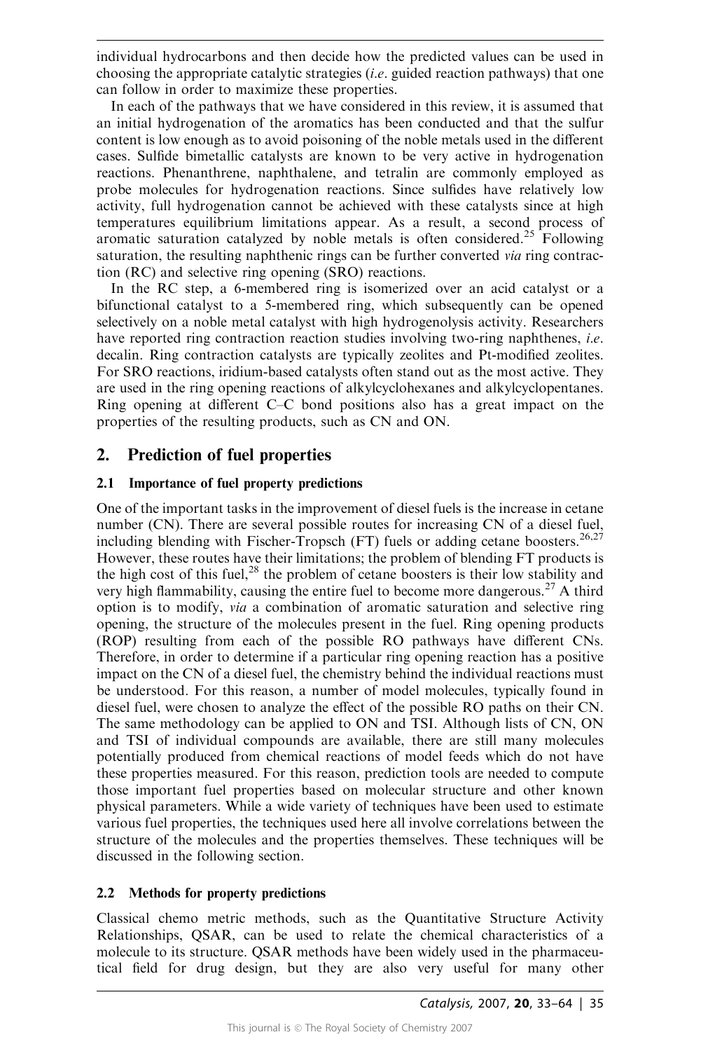individual hydrocarbons and then decide how the predicted values can be used in choosing the appropriate catalytic strategies (*i.e.* guided reaction pathways) that one can follow in order to maximize these properties.

In each of the pathways that we have considered in this review, it is assumed that an initial hydrogenation of the aromatics has been conducted and that the sulfur content is low enough as to avoid poisoning of the noble metals used in the different cases. Sulfide bimetallic catalysts are known to be very active in hydrogenation reactions. Phenanthrene, naphthalene, and tetralin are commonly employed as probe molecules for hydrogenation reactions. Since sulfides have relatively low activity, full hydrogenation cannot be achieved with these catalysts since at high temperatures equilibrium limitations appear. As a result, a second process of aromatic saturation catalyzed by noble metals is often considered.[25] Following saturation, the resulting naphthenic rings can be further converted *via* ring contraction (RC) and selective ring opening (SRO) reactions.

In the RC step, a 6-membered ring is isomerized over an acid catalyst or a bifunctional catalyst to a 5-membered ring, which subsequently can be opened selectively on a noble metal catalyst with high hydrogenolysis activity. Researchers have reported ring contraction reaction studies involving two-ring naphthenes, *i.e.* decalin. Ring contraction catalysts are typically zeolites and Pt-modified zeolites. For SRO reactions, iridium-based catalysts often stand out as the most active. They are used in the ring opening reactions of alkylcyclohexanes and alkylcyclopentanes. Ring opening at different C–C bond positions also has a great impact on the properties of the resulting products, such as CN and ON.

## 2. Prediction of fuel properties

### 2.1 Importance of fuel property predictions

One of the important tasks in the improvement of diesel fuels is the increase in cetane number (CN). There are several possible routes for increasing CN of a diesel fuel, including blending with Fischer-Tropsch (FT) fuels or adding cetane boosters.[26,27] However, these routes have their limitations; the problem of blending FT products is the high cost of this fuel,[28] the problem of cetane boosters is their low stability and very high flammability, causing the entire fuel to become more dangerous.[27] A third option is to modify, *via* a combination of aromatic saturation and selective ring opening, the structure of the molecules present in the fuel. Ring opening products (ROP) resulting from each of the possible RO pathways have different CNs. Therefore, in order to determine if a particular ring opening reaction has a positive impact on the CN of a diesel fuel, the chemistry behind the individual reactions must be understood. For this reason, a number of model molecules, typically found in diesel fuel, were chosen to analyze the effect of the possible RO paths on their CN. The same methodology can be applied to ON and TSI. Although lists of CN, ON and TSI of individual compounds are available, there are still many molecules potentially produced from chemical reactions of model feeds which do not have these properties measured. For this reason, prediction tools are needed to compute those important fuel properties based on molecular structure and other known physical parameters. While a wide variety of techniques have been used to estimate various fuel properties, the techniques used here all involve correlations between the structure of the molecules and the properties themselves. These techniques will be discussed in the following section.

### 2.2 Methods for property predictions

Classical chemo metric methods, such as the Quantitative Structure Activity Relationships, QSAR, can be used to relate the chemical characteristics of a molecule to its structure. QSAR methods have been widely used in the pharmaceutical field for drug design, but they are also very useful for many other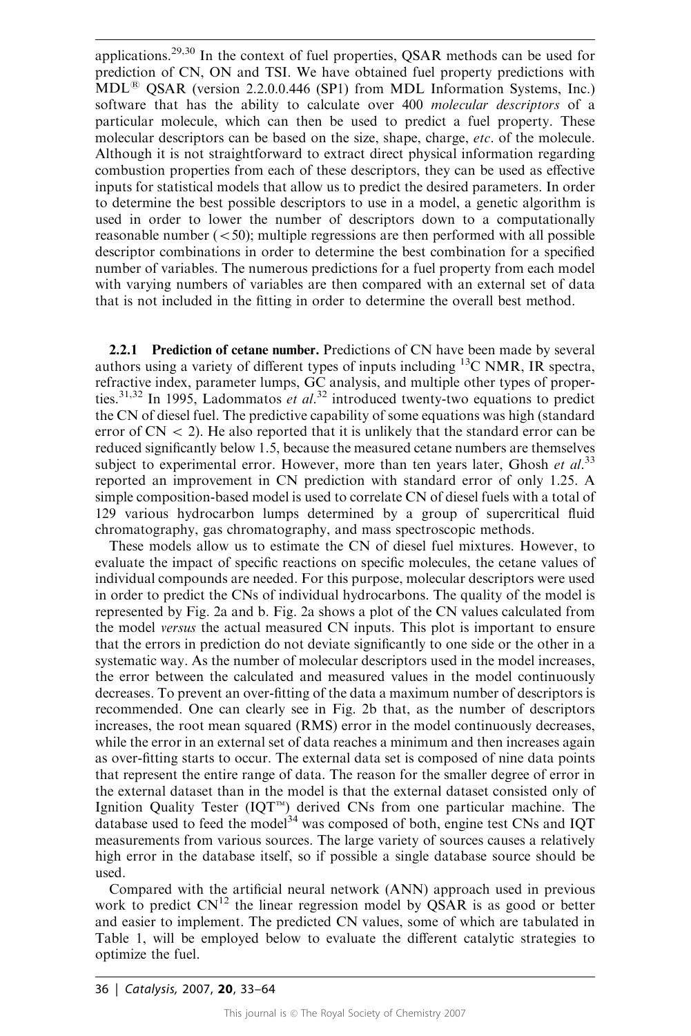applications.[29,30] In the context of fuel properties, QSAR methods can be used for prediction of CN, ON and TSI. We have obtained fuel property predictions with MDL® QSAR (version 2.2.0.0.446 (SP1) from MDL Information Systems, Inc.) software that has the ability to calculate over 400 *molecular descriptors* of a particular molecule, which can then be used to predict a fuel property. These molecular descriptors can be based on the size, shape, charge, *etc*. of the molecule. Although it is not straightforward to extract direct physical information regarding combustion properties from each of these descriptors, they can be used as effective inputs for statistical models that allow us to predict the desired parameters. In order to determine the best possible descriptors to use in a model, a genetic algorithm is used in order to lower the number of descriptors down to a computationally reasonable number ($<50$); multiple regressions are then performed with all possible descriptor combinations in order to determine the best combination for a specified number of variables. The numerous predictions for a fuel property from each model with varying numbers of variables are then compared with an external set of data that is not included in the fitting in order to determine the overall best method.

**2.2.1 Prediction of cetane number.** Predictions of CN have been made by several authors using a variety of different types of inputs including $^{13}C$ NMR, IR spectra, refractive index, parameter lumps, GC analysis, and multiple other types of properties.[31,32] In 1995, Ladommatos *et al*.[32] introduced twenty-two equations to predict the CN of diesel fuel. The predictive capability of some equations was high (standard error of CN $< 2$). He also reported that it is unlikely that the standard error can be reduced significantly below 1.5, because the measured cetane numbers are themselves subject to experimental error. However, more than ten years later, Ghosh *et al*.[33] reported an improvement in CN prediction with standard error of only 1.25. A simple composition-based model is used to correlate CN of diesel fuels with a total of 129 various hydrocarbon lumps determined by a group of supercritical fluid chromatography, gas chromatography, and mass spectroscopic methods.

These models allow us to estimate the CN of diesel fuel mixtures. However, to evaluate the impact of specific reactions on specific molecules, the cetane values of individual compounds are needed. For this purpose, molecular descriptors were used in order to predict the CNs of individual hydrocarbons. The quality of the model is represented by Fig. 2a and b. Fig. 2a shows a plot of the CN values calculated from the model *versus* the actual measured CN inputs. This plot is important to ensure that the errors in prediction do not deviate significantly to one side or the other in a systematic way. As the number of molecular descriptors used in the model increases, the error between the calculated and measured values in the model continuously decreases. To prevent an over-fitting of the data a maximum number of descriptors is recommended. One can clearly see in Fig. 2b that, as the number of descriptors increases, the root mean squared (RMS) error in the model continuously decreases, while the error in an external set of data reaches a minimum and then increases again as over-fitting starts to occur. The external data set is composed of nine data points that represent the entire range of data. The reason for the smaller degree of error in the external dataset than in the model is that the external dataset consisted only of Ignition Quality Tester (IQT™) derived CNs from one particular machine. The database used to feed the model[34] was composed of both, engine test CNs and IQT measurements from various sources. The large variety of sources causes a relatively high error in the database itself, so if possible a single database source should be used.

Compared with the artificial neural network (ANN) approach used in previous work to predict CN[12] the linear regression model by QSAR is as good or better and easier to implement. The predicted CN values, some of which are tabulated in Table 1, will be employed below to evaluate the different catalytic strategies to optimize the fuel.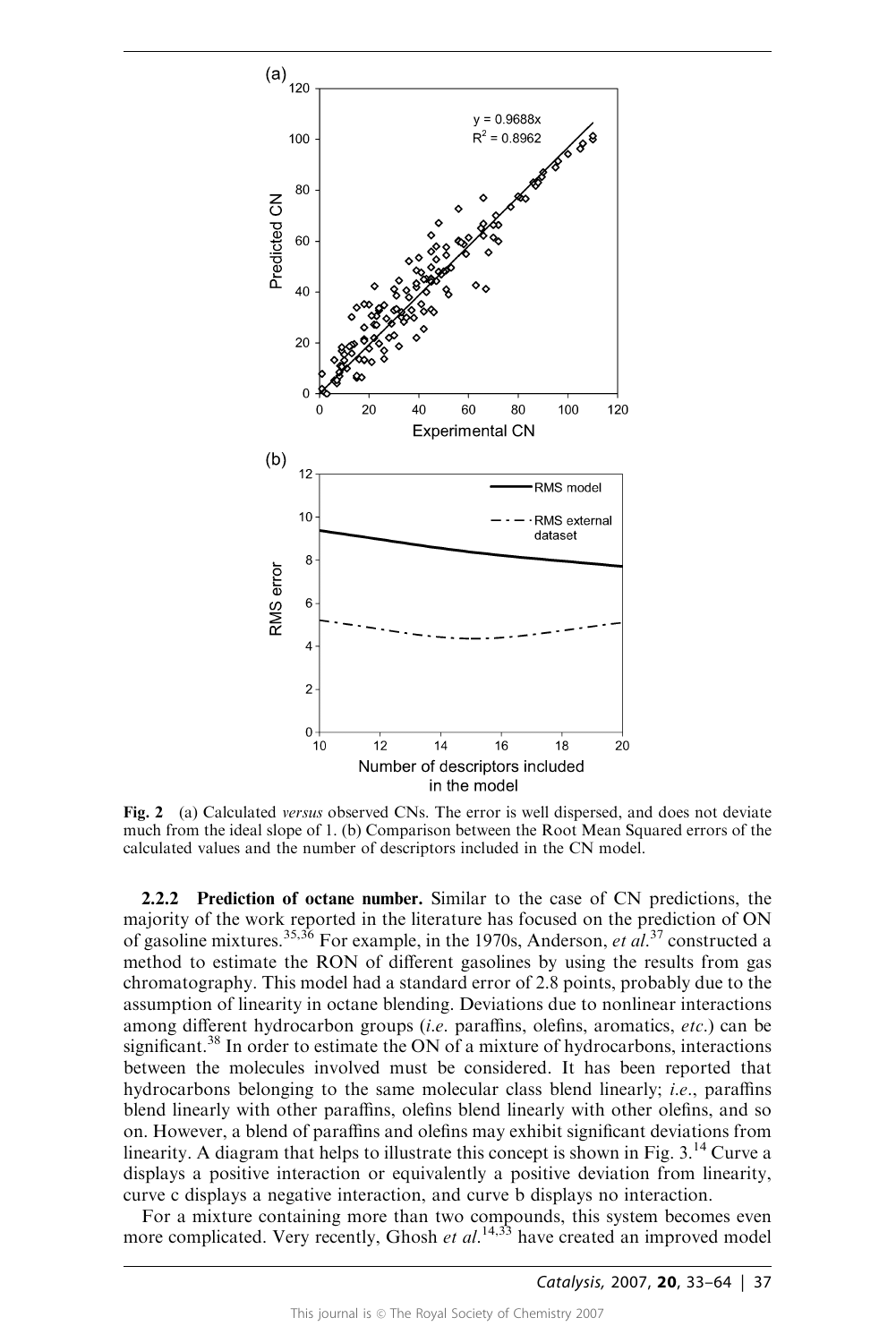**Fig. 2** (a) Calculated *versus* observed CNs. The error is well dispersed, and does not deviate much from the ideal slope of 1. (b) Comparison between the Root Mean Squared errors of the calculated values and the number of descriptors included in the CN model.

**2.2.2 Prediction of octane number.** Similar to the case of CN predictions, the majority of the work reported in the literature has focused on the prediction of ON of gasoline mixtures.[35,36] For example, in the 1970s, Anderson, *et al.*[37] constructed a method to estimate the RON of different gasolines by using the results from gas chromatography. This model had a standard error of 2.8 points, probably due to the assumption of linearity in octane blending. Deviations due to nonlinear interactions among different hydrocarbon groups (*i.e.* paraffins, olefins, aromatics, *etc.*) can be significant.[38] In order to estimate the ON of a mixture of hydrocarbons, interactions between the molecules involved must be considered. It has been reported that hydrocarbons belonging to the same molecular class blend linearly; *i.e.*, paraffins blend linearly with other paraffins, olefins blend linearly with other olefins, and so on. However, a blend of paraffins and olefins may exhibit significant deviations from linearity. A diagram that helps to illustrate this concept is shown in Fig. 3.[14] Curve a displays a positive interaction or equivalently a positive deviation from linearity, curve c displays a negative interaction, and curve b displays no interaction.

For a mixture containing more than two compounds, this system becomes even more complicated. Very recently, Ghosh *et al.*[14,33] have created an improved model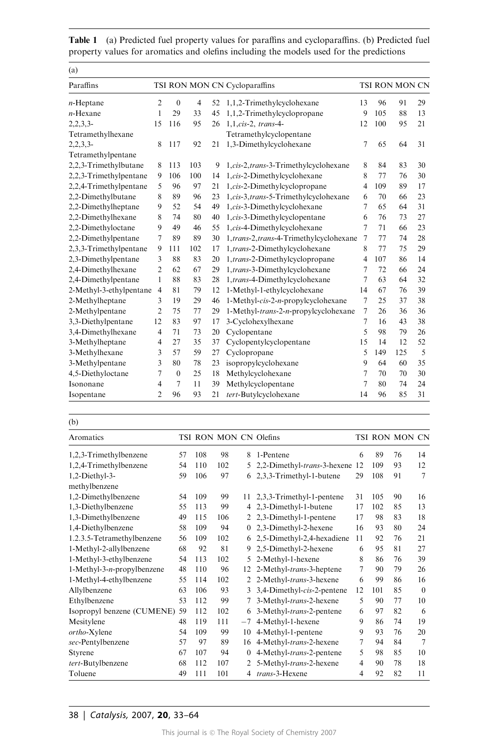**Table 1** (a) Predicted fuel property values for paraffins and cycloparaffins. (b) Predicted fuel property values for aromatics and olefins including the models used for the predictions

(a)

| Paraffins | TSI | RON | MON | CN | Cycloparaffins | TSI | RON | MON | CN |
|---|---|---|---|---|---|---|---|---|---|
| *n*-Heptane | 2 | 0 | 4 | 52 | 1,1,2-Trimethylcyclohexane | 13 | 96 | 91 | 29 |
| *n*-Hexane | 1 | 29 | 33 | 45 | 1,1,2-Trimethylcyclopropane | 9 | 105 | 88 | 13 |
| 2,2,3,3-Tetramethylhexane | 15 | 116 | 95 | 26 | 1,1,*cis*-2, *trans*-4-Tetramethylcyclopentane | 12 | 100 | 95 | 21 |
| 2,2,3,3-Tetramethylpentane | 8 | 117 | 92 | 21 | 1,3-Dimethylcyclohexane | 7 | 65 | 64 | 31 |
| 2,2,3-Trimethylbutane | 8 | 113 | 103 | 9 | 1,*cis*-2,*trans*-3-Trimethylcyclohexane | 8 | 84 | 83 | 30 |
| 2,2,3-Trimethylpentane | 9 | 106 | 100 | 14 | 1,*cis*-2-Dimethylcyclohexane | 8 | 77 | 76 | 30 |
| 2,2,4-Trimethylpentane | 5 | 96 | 97 | 21 | 1,*cis*-2-Dimethylcyclopropane | 4 | 109 | 89 | 17 |
| 2,2-Dimethylbutane | 8 | 89 | 96 | 23 | 1,*cis*-3,*trans*-5-Trimethylcyclohexane | 6 | 70 | 66 | 23 |
| 2,2-Dimethylheptane | 9 | 52 | 54 | 49 | 1,*cis*-3-Dimethylcyclohexane | 7 | 65 | 64 | 31 |
| 2,2-Dimethylhexane | 8 | 74 | 80 | 40 | 1,*cis*-3-Dimethylcyclopentane | 6 | 76 | 73 | 27 |
| 2,2-Dimethyloctane | 9 | 49 | 46 | 55 | 1,*cis*-4-Dimethylcyclohexane | 7 | 71 | 66 | 23 |
| 2,2-Dimethylpentane | 7 | 89 | 89 | 30 | 1,*trans*-2,*trans*-4-Trimethylcyclohexane | 7 | 77 | 74 | 28 |
| 2,3,3-Trimethylpentane | 9 | 111 | 102 | 17 | 1,*trans*-2-Dimethylcyclohexane | 8 | 77 | 75 | 29 |
| 2,3-Dimethylpentane | 3 | 88 | 83 | 20 | 1,*trans*-2-Dimethylcyclopropane | 4 | 107 | 86 | 14 |
| 2,4-Dimethylhexane | 2 | 62 | 67 | 29 | 1,*trans*-3-Dimethylcyclohexane | 7 | 72 | 66 | 24 |
| 2,4-Dimethylpentane | 1 | 88 | 83 | 28 | 1,*trans*-4-Dimethylcyclohexane | 7 | 63 | 64 | 32 |
| 2-Methyl-3-ethylpentane | 4 | 81 | 79 | 12 | 1-Methyl-1-ethylcyclohexane | 14 | 67 | 76 | 39 |
| 2-Methylheptane | 3 | 19 | 29 | 46 | 1-Methyl-*cis*-2-*n*-propylcyclohexane | 7 | 25 | 37 | 38 |
| 2-Methylpentane | 2 | 75 | 77 | 29 | 1-Methyl-*trans*-2-*n*-propylcyclohexane | 7 | 26 | 36 | 36 |
| 3,3-Diethylpentane | 12 | 83 | 97 | 17 | 3-Cyclohexylhexane | 7 | 16 | 43 | 38 |
| 3,4-Dimethylhexane | 4 | 71 | 73 | 20 | Cyclopentane | 5 | 98 | 79 | 26 |
| 3-Methylheptane | 4 | 27 | 35 | 37 | Cyclopentylcyclopentane | 15 | 14 | 12 | 52 |
| 3-Methylhexane | 3 | 57 | 59 | 27 | Cyclopropane | 5 | 149 | 125 | 5 |
| 3-Methylpentane | 3 | 80 | 78 | 23 | isopropylcyclohexane | 9 | 64 | 60 | 35 |
| 4,5-Diethyloctane | 7 | 0 | 25 | 18 | Methylcyclohexane | 7 | 70 | 70 | 30 |
| Isononane | 4 | 7 | 11 | 39 | Methylcyclopentane | 7 | 80 | 74 | 24 |
| Isopentane | 2 | 96 | 93 | 21 | *tert*-Butylcyclohexane | 14 | 96 | 85 | 31 |

(b)

| Aromatics | TSI | RON | MON | CN | Olefins | TSI | RON | MON | CN |
|---|---|---|---|---|---|---|---|---|---|
| 1,2,3-Trimethylbenzene | 57 | 108 | 98 | 8 | 1-Pentene | 6 | 89 | 76 | 14 |
| 1,2,4-Trimethylbenzene | 54 | 110 | 102 | 5 | 2,2-Dimethyl-*trans*-3-hexene | 12 | 109 | 93 | 12 |
| 1,2-Diethyl-3-methylbenzene | 59 | 106 | 97 | 6 | 2,3,3-Trimethyl-1-butene | 29 | 108 | 91 | 7 |
| 1,2-Dimethylbenzene | 54 | 109 | 99 | 11 | 2,3,3-Trimethyl-1-pentene | 31 | 105 | 90 | 16 |
| 1,3-Diethylbenzene | 55 | 113 | 99 | 4 | 2,3-Dimethyl-1-butene | 17 | 102 | 85 | 13 |
| 1,3-Dimethylbenzene | 49 | 115 | 106 | 2 | 2,3-Dimethyl-1-pentene | 17 | 98 | 83 | 18 |
| 1,4-Diethylbenzene | 58 | 109 | 94 | 0 | 2,3-Dimethyl-2-hexene | 16 | 93 | 80 | 24 |
| 1.2.3.5-Tetramethylbenzene | 56 | 109 | 102 | 6 | 2,5-Dimethyl-2,4-hexadiene | 11 | 92 | 76 | 21 |
| 1-Methyl-2-allylbenzene | 68 | 92 | 81 | 9 | 2,5-Dimethyl-2-hexene | 6 | 95 | 81 | 27 |
| 1-Methyl-3-ethylbenzene | 54 | 113 | 102 | 5 | 2-Methyl-1-hexene | 8 | 86 | 76 | 39 |
| 1-Methyl-3-*n*-propylbenzene | 48 | 110 | 96 | 12 | 2-Methyl-*trans*-3-heptene | 7 | 90 | 79 | 26 |
| 1-Methyl-4-ethylbenzene | 55 | 114 | 102 | 2 | 2-Methyl-*trans*-3-hexene | 6 | 99 | 86 | 16 |
| Allylbenzene | 63 | 106 | 93 | 3 | 3,4-Dimethyl-*cis*-2-pentene | 12 | 101 | 85 | 0 |
| Ethylbenzene | 53 | 112 | 99 | 7 | 3-Methyl-*trans*-2-hexene | 5 | 90 | 77 | 10 |
| Isopropyl benzene (CUMENE) | 59 | 112 | 102 | 6 | 3-Methyl-*trans*-2-pentene | 6 | 97 | 82 | 6 |
| Mesitylene | 48 | 119 | 111 | −7 | 4-Methyl-1-hexene | 9 | 86 | 74 | 19 |
| *ortho*-Xylene | 54 | 109 | 99 | 10 | 4-Methyl-1-pentene | 9 | 93 | 76 | 20 |
| *sec*-Pentylbenzene | 57 | 97 | 89 | 16 | 4-Methyl-*trans*-2-hexene | 7 | 94 | 84 | 7 |
| Styrene | 67 | 107 | 94 | 0 | 4-Methyl-*trans*-2-pentene | 5 | 98 | 85 | 10 |
| *tert*-Butylbenzene | 68 | 112 | 107 | 2 | 5-Methyl-*trans*-2-hexene | 4 | 90 | 78 | 18 |
| Toluene | 49 | 111 | 101 | 4 | *trans*-3-Hexene | 4 | 92 | 82 | 11 |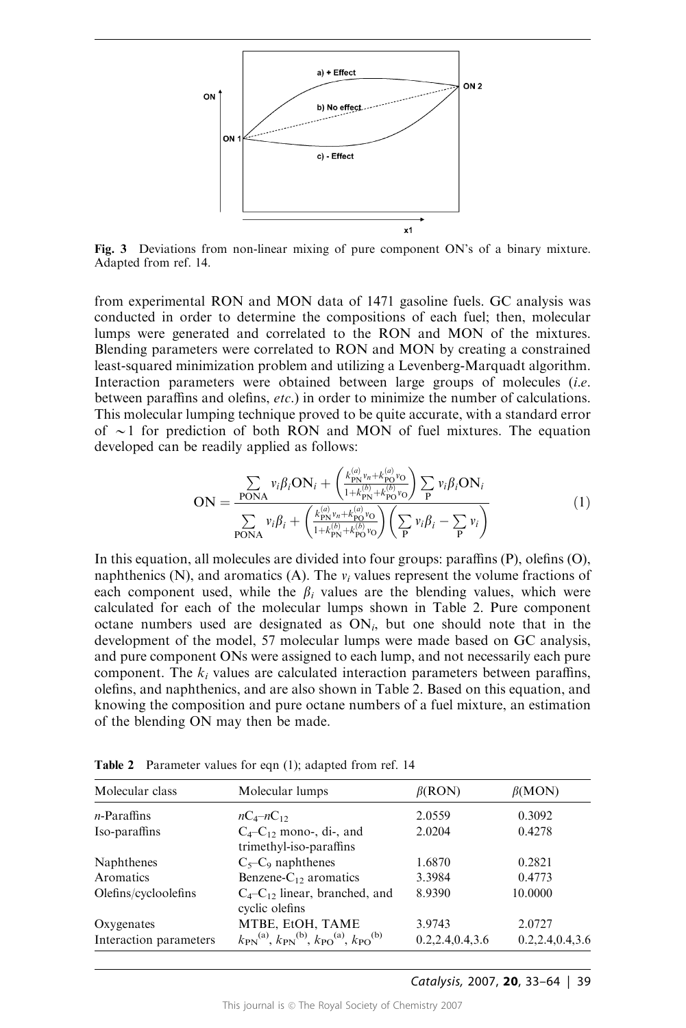**Fig. 3** Deviations from non-linear mixing of pure component ON's of a binary mixture. Adapted from ref. 14.

from experimental RON and MON data of 1471 gasoline fuels. GC analysis was conducted in order to determine the compositions of each fuel; then, molecular lumps were generated and correlated to the RON and MON of the mixtures. Blending parameters were correlated to RON and MON by creating a constrained least-squared minimization problem and utilizing a Levenberg-Marquadt algorithm. Interaction parameters were obtained between large groups of molecules (*i.e.* between paraffins and olefins, *etc.*) in order to minimize the number of calculations. This molecular lumping technique proved to be quite accurate, with a standard error of $\sim 1$ for prediction of both RON and MON of fuel mixtures. The equation developed can be readily applied as follows:

$$\mathrm{ON} = \frac{\sum_{\mathrm{PONA}} v_i \beta_i \mathrm{ON}_i + \left( \frac{k_{\mathrm{PN}}^{(a)} v_n + k_{\mathrm{PO}}^{(a)} v_{\mathrm{O}}}{1 + k_{\mathrm{PN}}^{(b)} + k_{\mathrm{PO}}^{(b)} v_{\mathrm{O}}} \right) \sum_{\mathrm{P}} v_i \beta_i \mathrm{ON}_i}{\sum_{\mathrm{PONA}} v_i \beta_i + \left( \frac{k_{\mathrm{PN}}^{(a)} v_n + k_{\mathrm{PO}}^{(a)} v_{\mathrm{O}}}{1 + k_{\mathrm{PN}}^{(b)} + k_{\mathrm{PO}}^{(b)} v_{\mathrm{O}}} \right) \left( \sum_{\mathrm{P}} v_i \beta_i - \sum_{\mathrm{P}} v_i \right)} \tag{1}$$

In this equation, all molecules are divided into four groups: paraffins (P), olefins (O), naphthenics (N), and aromatics (A). The $v_i$ values represent the volume fractions of each component used, while the $\beta_i$ values are the blending values, which were calculated for each of the molecular lumps shown in Table 2. Pure component octane numbers used are designated as $\mathrm{ON}_i$, but one should note that in the development of the model, 57 molecular lumps were made based on GC analysis, and pure component ONs were assigned to each lump, and not necessarily each pure component. The $k_i$ values are calculated interaction parameters between paraffins, olefins, and naphthenics, and are also shown in Table 2. Based on this equation, and knowing the composition and pure octane numbers of a fuel mixture, an estimation of the blending ON may then be made.

**Table 2** Parameter values for eqn (1); adapted from ref. 14

| Molecular class | Molecular lumps | $\beta$(RON) | $\beta$(MON) |
|---|---|---|---|
| *n*-Paraffins | $n\mathrm{C}_4$–$n\mathrm{C}_{12}$ | 2.0559 | 0.3092 |
| Iso-paraffins | $\mathrm{C}_4$–$\mathrm{C}_{12}$ mono-, di-, and trimethyl-iso-paraffins | 2.0204 | 0.4278 |
| Naphthenes | $\mathrm{C}_5$–$\mathrm{C}_9$ naphthenes | 1.6870 | 0.2821 |
| Aromatics | Benzene-$\mathrm{C}_{12}$ aromatics | 3.3984 | 0.4773 |
| Olefins/cycloolefins | $\mathrm{C}_4$–$\mathrm{C}_{12}$ linear, branched, and cyclic olefins | 8.9390 | 10.0000 |
| Oxygenates | MTBE, EtOH, TAME | 3.9743 | 2.0727 |
| Interaction parameters | $k_{\mathrm{PN}}^{(a)}$, $k_{\mathrm{PN}}^{(b)}$, $k_{\mathrm{PO}}^{(a)}$, $k_{\mathrm{PO}}^{(b)}$ | 0.2,2.4,0.4,3.6 | 0.2,2.4,0.4,3.6 |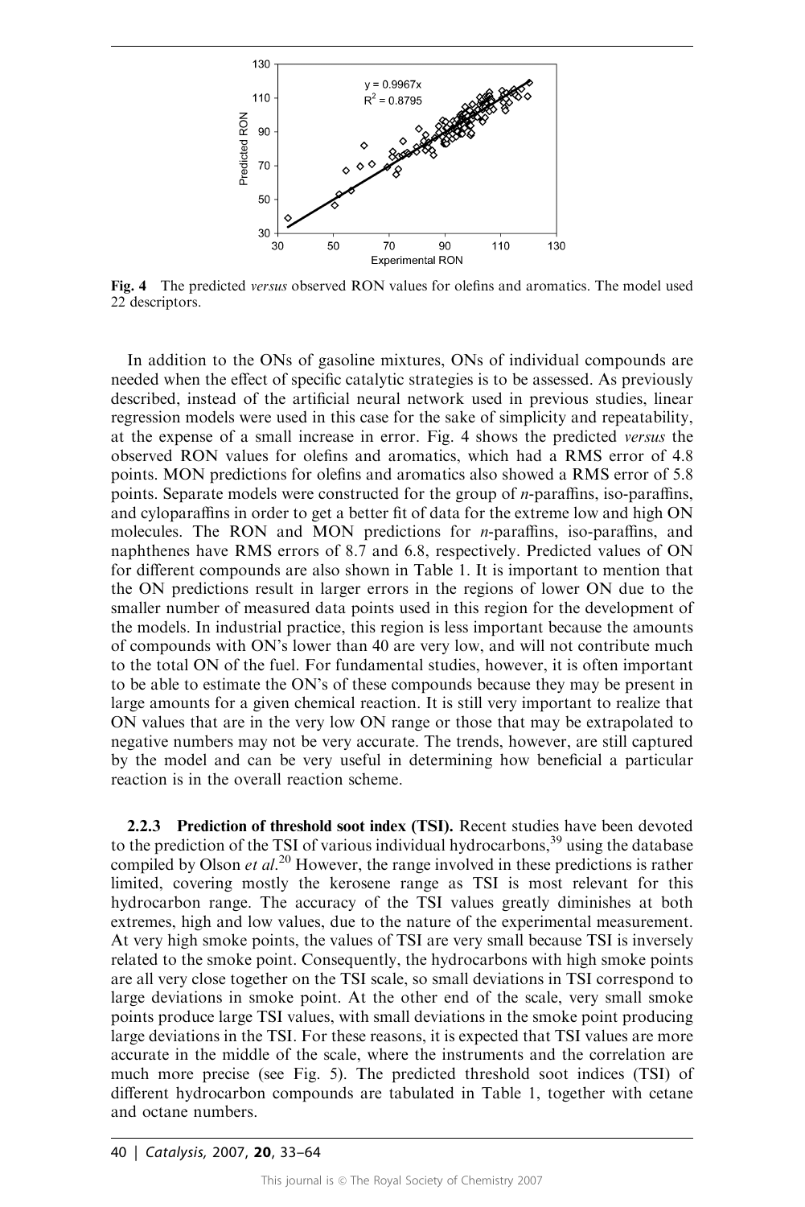y = 0.9967x
$R^2$ = 0.8795

Predicted RON

Experimental RON

130
110
90
70
50
30

30 50 70 90 110 130

**Fig. 4** The predicted *versus* observed RON values for olefins and aromatics. The model used 22 descriptors.

In addition to the ONs of gasoline mixtures, ONs of individual compounds are needed when the effect of specific catalytic strategies is to be assessed. As previously described, instead of the artificial neural network used in previous studies, linear regression models were used in this case for the sake of simplicity and repeatability, at the expense of a small increase in error. Fig. 4 shows the predicted *versus* the observed RON values for olefins and aromatics, which had a RMS error of 4.8 points. MON predictions for olefins and aromatics also showed a RMS error of 5.8 points. Separate models were constructed for the group of *n*-paraffins, iso-paraffins, and cyloparaffins in order to get a better fit of data for the extreme low and high ON molecules. The RON and MON predictions for *n*-paraffins, iso-paraffins, and naphthenes have RMS errors of 8.7 and 6.8, respectively. Predicted values of ON for different compounds are also shown in Table 1. It is important to mention that the ON predictions result in larger errors in the regions of lower ON due to the smaller number of measured data points used in this region for the development of the models. In industrial practice, this region is less important because the amounts of compounds with ON's lower than 40 are very low, and will not contribute much to the total ON of the fuel. For fundamental studies, however, it is often important to be able to estimate the ON's of these compounds because they may be present in large amounts for a given chemical reaction. It is still very important to realize that ON values that are in the very low ON range or those that may be extrapolated to negative numbers may not be very accurate. The trends, however, are still captured by the model and can be very useful in determining how beneficial a particular reaction is in the overall reaction scheme.

**2.2.3 Prediction of threshold soot index (TSI).** Recent studies have been devoted to the prediction of the TSI of various individual hydrocarbons,[39] using the database compiled by Olson *et al*.[20] However, the range involved in these predictions is rather limited, covering mostly the kerosene range as TSI is most relevant for this hydrocarbon range. The accuracy of the TSI values greatly diminishes at both extremes, high and low values, due to the nature of the experimental measurement. At very high smoke points, the values of TSI are very small because TSI is inversely related to the smoke point. Consequently, the hydrocarbons with high smoke points are all very close together on the TSI scale, so small deviations in TSI correspond to large deviations in smoke point. At the other end of the scale, very small smoke points produce large TSI values, with small deviations in the smoke point producing large deviations in the TSI. For these reasons, it is expected that TSI values are more accurate in the middle of the scale, where the instruments and the correlation are much more precise (see Fig. 5). The predicted threshold soot indices (TSI) of different hydrocarbon compounds are tabulated in Table 1, together with cetane and octane numbers.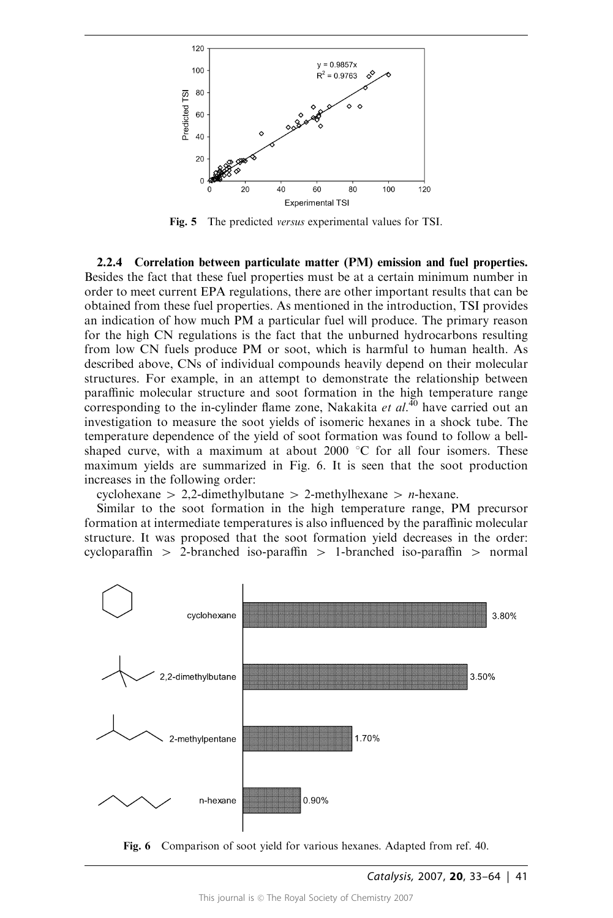Fig. 5 The predicted *versus* experimental values for TSI.

**2.2.4 Correlation between particulate matter (PM) emission and fuel properties.** Besides the fact that these fuel properties must be at a certain minimum number in order to meet current EPA regulations, there are other important results that can be obtained from these fuel properties. As mentioned in the introduction, TSI provides an indication of how much PM a particular fuel will produce. The primary reason for the high CN regulations is the fact that the unburned hydrocarbons resulting from low CN fuels produce PM or soot, which is harmful to human health. As described above, CNs of individual compounds heavily depend on their molecular structures. For example, in an attempt to demonstrate the relationship between paraffinic molecular structure and soot formation in the high temperature range corresponding to the in-cylinder flame zone, Nakakita *et al.*[40] have carried out an investigation to measure the soot yields of isomeric hexanes in a shock tube. The temperature dependence of the yield of soot formation was found to follow a bell-shaped curve, with a maximum at about 2000 °C for all four isomers. These maximum yields are summarized in Fig. 6. It is seen that the soot production increases in the following order:

cyclohexane > 2,2-dimethylbutane > 2-methylhexane > *n*-hexane.

Similar to the soot formation in the high temperature range, PM precursor formation at intermediate temperatures is also influenced by the paraffinic molecular structure. It was proposed that the soot formation yield decreases in the order: cycloparaffin > 2-branched iso-paraffin > 1-branched iso-paraffin > normal

Fig. 6 Comparison of soot yield for various hexanes. Adapted from ref. 40.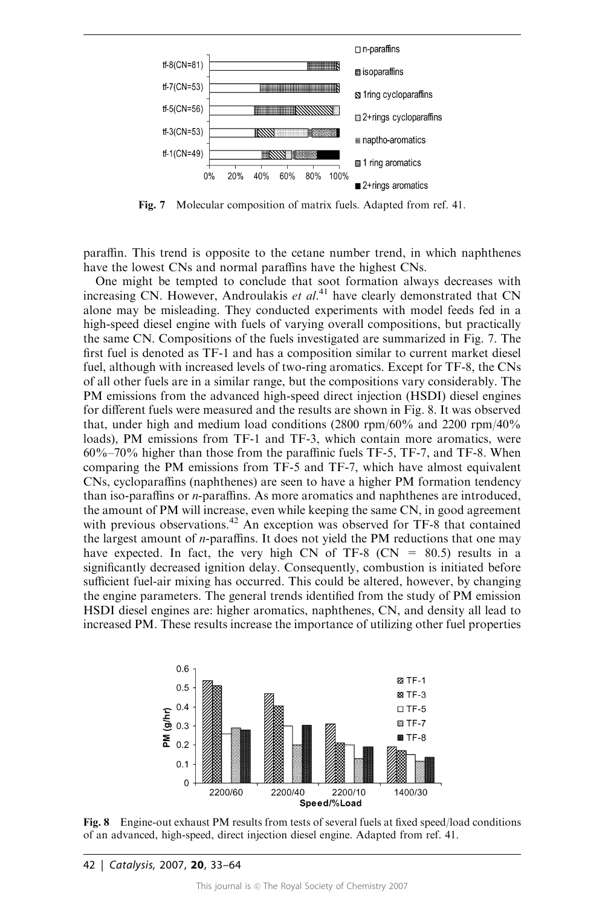paraffin. This trend is opposite to the cetane number trend, in which naphthenes have the lowest CNs and normal paraffins have the highest CNs.

One might be tempted to conclude that soot formation always decreases with increasing CN. However, Androulakis *et al.*[41] have clearly demonstrated that CN alone may be misleading. They conducted experiments with model feeds fed in a high-speed diesel engine with fuels of varying overall compositions, but practically the same CN. Compositions of the fuels investigated are summarized in Fig. 7. The first fuel is denoted as TF-1 and has a composition similar to current market diesel fuel, although with increased levels of two-ring aromatics. Except for TF-8, the CNs of all other fuels are in a similar range, but the compositions vary considerably. The PM emissions from the advanced high-speed direct injection (HSDI) diesel engines for different fuels were measured and the results are shown in Fig. 8. It was observed that, under high and medium load conditions (2800 rpm/60% and 2200 rpm/40% loads), PM emissions from TF-1 and TF-3, which contain more aromatics, were 60%–70% higher than those from the paraffinic fuels TF-5, TF-7, and TF-8. When comparing the PM emissions from TF-5 and TF-7, which have almost equivalent CNs, cycloparaffins (naphthenes) are seen to have a higher PM formation tendency than iso-paraffins or *n*-paraffins. As more aromatics and naphthenes are introduced, the amount of PM will increase, even while keeping the same CN, in good agreement with previous observations.[42] An exception was observed for TF-8 that contained the largest amount of *n*-paraffins. It does not yield the PM reductions that one may have expected. In fact, the very high CN of TF-8 (CN = 80.5) results in a significantly decreased ignition delay. Consequently, combustion is initiated before sufficient fuel-air mixing has occurred. This could be altered, however, by changing the engine parameters. The general trends identified from the study of PM emission HSDI diesel engines are: higher aromatics, naphthenes, CN, and density all lead to increased PM. These results increase the importance of utilizing other fuel properties

**Fig. 7** Molecular composition of matrix fuels. Adapted from ref. 41.

**Fig. 8** Engine-out exhaust PM results from tests of several fuels at fixed speed/load conditions of an advanced, high-speed, direct injection diesel engine. Adapted from ref. 41.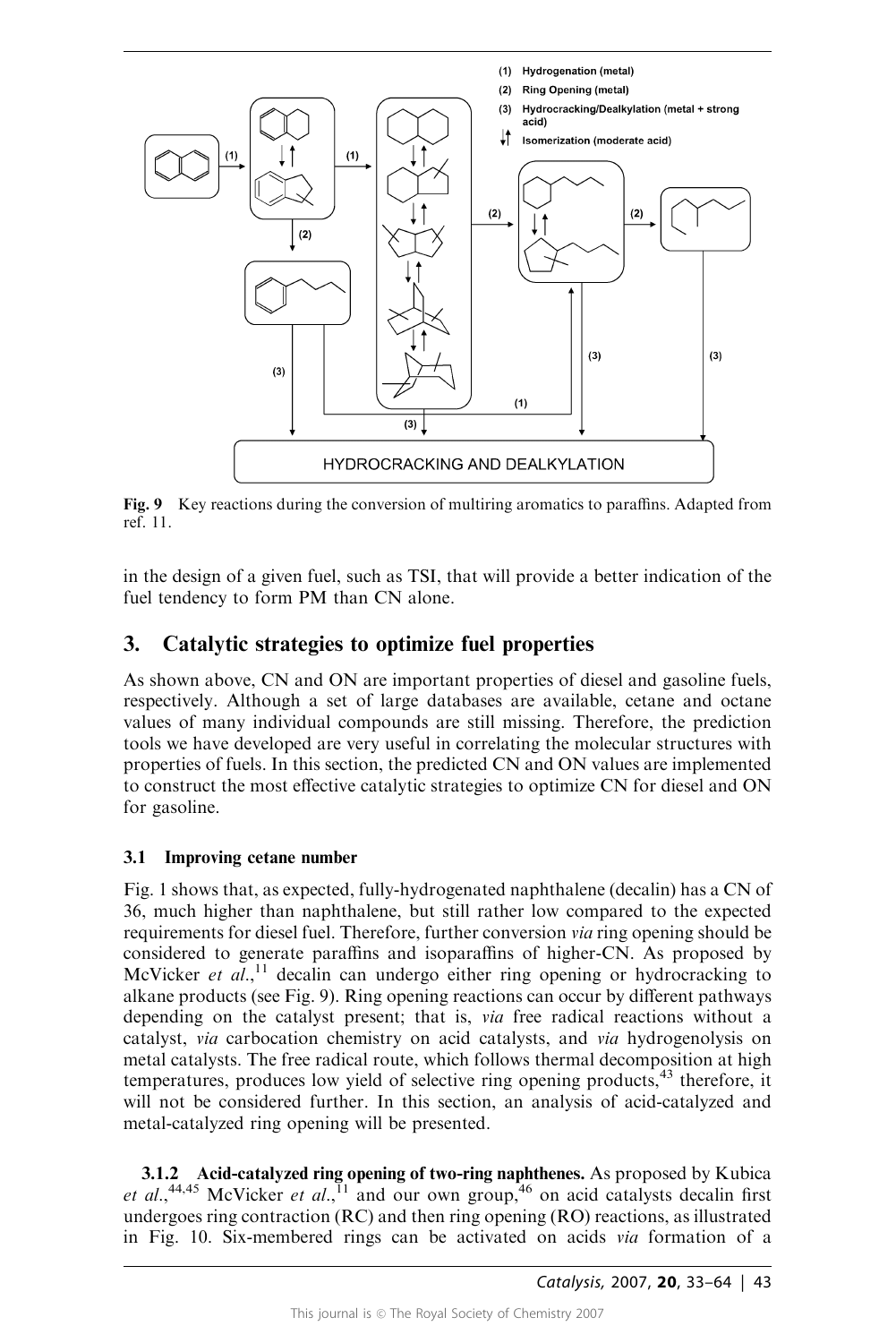Fig. 9 Key reactions during the conversion of multiring aromatics to paraffins. Adapted from ref. 11.

in the design of a given fuel, such as TSI, that will provide a better indication of the fuel tendency to form PM than CN alone.

## 3. Catalytic strategies to optimize fuel properties

As shown above, CN and ON are important properties of diesel and gasoline fuels, respectively. Although a set of large databases are available, cetane and octane values of many individual compounds are still missing. Therefore, the prediction tools we have developed are very useful in correlating the molecular structures with properties of fuels. In this section, the predicted CN and ON values are implemented to construct the most effective catalytic strategies to optimize CN for diesel and ON for gasoline.

### 3.1 Improving cetane number

Fig. 1 shows that, as expected, fully-hydrogenated naphthalene (decalin) has a CN of 36, much higher than naphthalene, but still rather low compared to the expected requirements for diesel fuel. Therefore, further conversion *via* ring opening should be considered to generate paraffins and isoparaffins of higher-CN. As proposed by McVicker *et al.*,[11] decalin can undergo either ring opening or hydrocracking to alkane products (see Fig. 9). Ring opening reactions can occur by different pathways depending on the catalyst present; that is, *via* free radical reactions without a catalyst, *via* carbocation chemistry on acid catalysts, and *via* hydrogenolysis on metal catalysts. The free radical route, which follows thermal decomposition at high temperatures, produces low yield of selective ring opening products,[43] therefore, it will not be considered further. In this section, an analysis of acid-catalyzed and metal-catalyzed ring opening will be presented.

**3.1.2 Acid-catalyzed ring opening of two-ring naphthenes.** As proposed by Kubica *et al.*,[44,45] McVicker *et al.*,[11] and our own group,[46] on acid catalysts decalin first undergoes ring contraction (RC) and then ring opening (RO) reactions, as illustrated in Fig. 10. Six-membered rings can be activated on acids *via* formation of a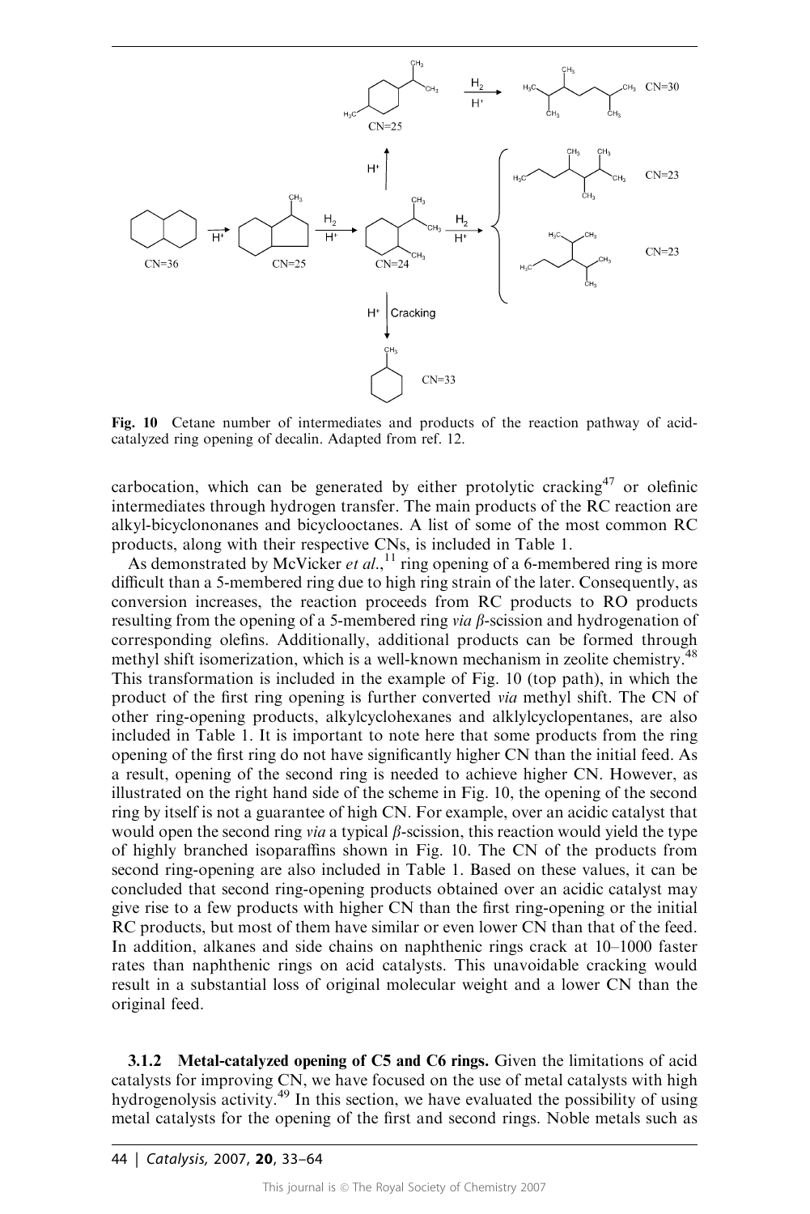Fig. 10 Cetane number of intermediates and products of the reaction pathway of acid-catalyzed ring opening of decalin. Adapted from ref. 12.

carbocation, which can be generated by either protolytic cracking[47] or olefinic intermediates through hydrogen transfer. The main products of the RC reaction are alkyl-bicyclononanes and bicyclooctanes. A list of some of the most common RC products, along with their respective CNs, is included in Table 1.

As demonstrated by McVicker *et al.*,[11] ring opening of a 6-membered ring is more difficult than a 5-membered ring due to high ring strain of the later. Consequently, as conversion increases, the reaction proceeds from RC products to RO products resulting from the opening of a 5-membered ring *via* β-scission and hydrogenation of corresponding olefins. Additionally, additional products can be formed through methyl shift isomerization, which is a well-known mechanism in zeolite chemistry.[48] This transformation is included in the example of Fig. 10 (top path), in which the product of the first ring opening is further converted *via* methyl shift. The CN of other ring-opening products, alkylcyclohexanes and alklylcyclopentanes, are also included in Table 1. It is important to note here that some products from the ring opening of the first ring do not have significantly higher CN than the initial feed. As a result, opening of the second ring is needed to achieve higher CN. However, as illustrated on the right hand side of the scheme in Fig. 10, the opening of the second ring by itself is not a guarantee of high CN. For example, over an acidic catalyst that would open the second ring *via* a typical β-scission, this reaction would yield the type of highly branched isoparaffins shown in Fig. 10. The CN of the products from second ring-opening are also included in Table 1. Based on these values, it can be concluded that second ring-opening products obtained over an acidic catalyst may give rise to a few products with higher CN than the first ring-opening or the initial RC products, but most of them have similar or even lower CN than that of the feed. In addition, alkanes and side chains on naphthenic rings crack at 10–1000 faster rates than naphthenic rings on acid catalysts. This unavoidable cracking would result in a substantial loss of original molecular weight and a lower CN than the original feed.

**3.1.2 Metal-catalyzed opening of C5 and C6 rings.** Given the limitations of acid catalysts for improving CN, we have focused on the use of metal catalysts with high hydrogenolysis activity.[49] In this section, we have evaluated the possibility of using metal catalysts for the opening of the first and second rings. Noble metals such as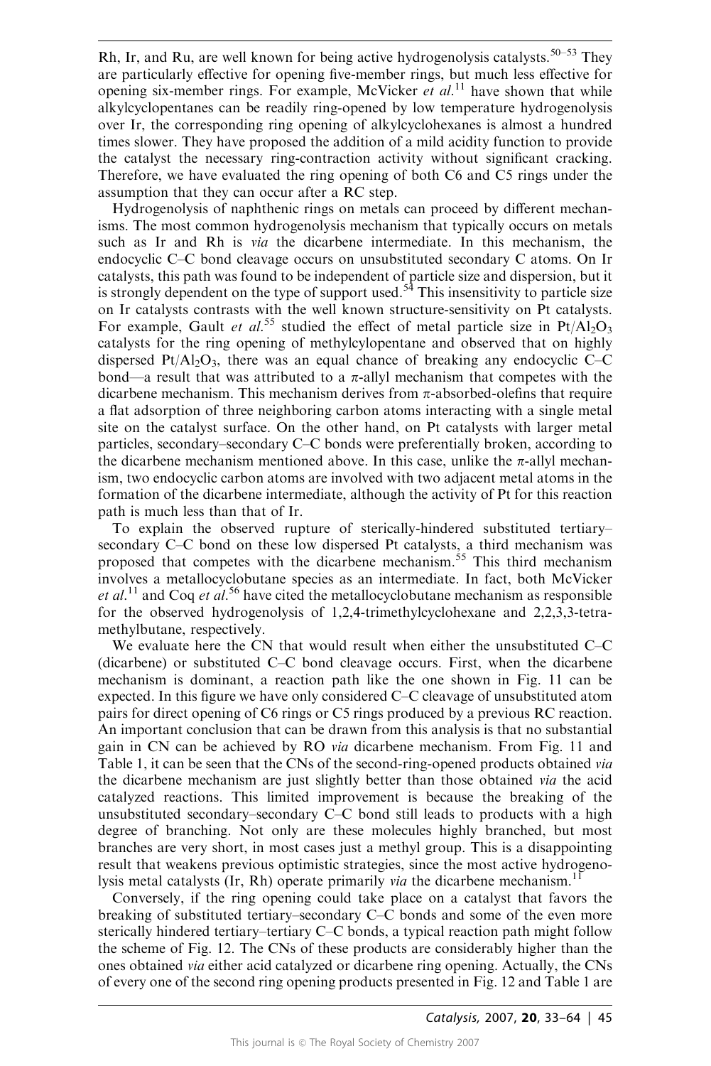Rh, Ir, and Ru, are well known for being active hydrogenolysis catalysts.[50–53] They are particularly effective for opening five-member rings, but much less effective for opening six-member rings. For example, McVicker *et al.*[11] have shown that while alkylcyclopentanes can be readily ring-opened by low temperature hydrogenolysis over Ir, the corresponding ring opening of alkylcyclohexanes is almost a hundred times slower. They have proposed the addition of a mild acidity function to provide the catalyst the necessary ring-contraction activity without significant cracking. Therefore, we have evaluated the ring opening of both C6 and C5 rings under the assumption that they can occur after a RC step.

Hydrogenolysis of naphthenic rings on metals can proceed by different mechanisms. The most common hydrogenolysis mechanism that typically occurs on metals such as Ir and Rh is *via* the dicarbene intermediate. In this mechanism, the endocyclic C–C bond cleavage occurs on unsubstituted secondary C atoms. On Ir catalysts, this path was found to be independent of particle size and dispersion, but it is strongly dependent on the type of support used.[54] This insensitivity to particle size on Ir catalysts contrasts with the well known structure-sensitivity on Pt catalysts. For example, Gault *et al.*[55] studied the effect of metal particle size in $Pt/Al_2O_3$ catalysts for the ring opening of methylcylopentane and observed that on highly dispersed $Pt/Al_2O_3$, there was an equal chance of breaking any endocyclic C–C bond—a result that was attributed to a $\pi$-allyl mechanism that competes with the dicarbene mechanism. This mechanism derives from $\pi$-absorbed-olefins that require a flat adsorption of three neighboring carbon atoms interacting with a single metal site on the catalyst surface. On the other hand, on Pt catalysts with larger metal particles, secondary–secondary C–C bonds were preferentially broken, according to the dicarbene mechanism mentioned above. In this case, unlike the $\pi$-allyl mechanism, two endocyclic carbon atoms are involved with two adjacent metal atoms in the formation of the dicarbene intermediate, although the activity of Pt for this reaction path is much less than that of Ir.

To explain the observed rupture of sterically-hindered substituted tertiary–secondary C–C bond on these low dispersed Pt catalysts, a third mechanism was proposed that competes with the dicarbene mechanism.[55] This third mechanism involves a metallocyclobutane species as an intermediate. In fact, both McVicker *et al.*[11] and Coq *et al.*[56] have cited the metallocyclobutane mechanism as responsible for the observed hydrogenolysis of 1,2,4-trimethylcyclohexane and 2,2,3,3-tetramethylbutane, respectively.

We evaluate here the CN that would result when either the unsubstituted C–C (dicarbene) or substituted C–C bond cleavage occurs. First, when the dicarbene mechanism is dominant, a reaction path like the one shown in Fig. 11 can be expected. In this figure we have only considered C–C cleavage of unsubstituted atom pairs for direct opening of C6 rings or C5 rings produced by a previous RC reaction. An important conclusion that can be drawn from this analysis is that no substantial gain in CN can be achieved by RO *via* dicarbene mechanism. From Fig. 11 and Table 1, it can be seen that the CNs of the second-ring-opened products obtained *via* the dicarbene mechanism are just slightly better than those obtained *via* the acid catalyzed reactions. This limited improvement is because the breaking of the unsubstituted secondary–secondary C–C bond still leads to products with a high degree of branching. Not only are these molecules highly branched, but most branches are very short, in most cases just a methyl group. This is a disappointing result that weakens previous optimistic strategies, since the most active hydrogenolysis metal catalysts (Ir, Rh) operate primarily *via* the dicarbene mechanism.[11]

Conversely, if the ring opening could take place on a catalyst that favors the breaking of substituted tertiary–secondary C–C bonds and some of the even more sterically hindered tertiary–tertiary C–C bonds, a typical reaction path might follow the scheme of Fig. 12. The CNs of these products are considerably higher than the ones obtained *via* either acid catalyzed or dicarbene ring opening. Actually, the CNs of every one of the second ring opening products presented in Fig. 12 and Table 1 are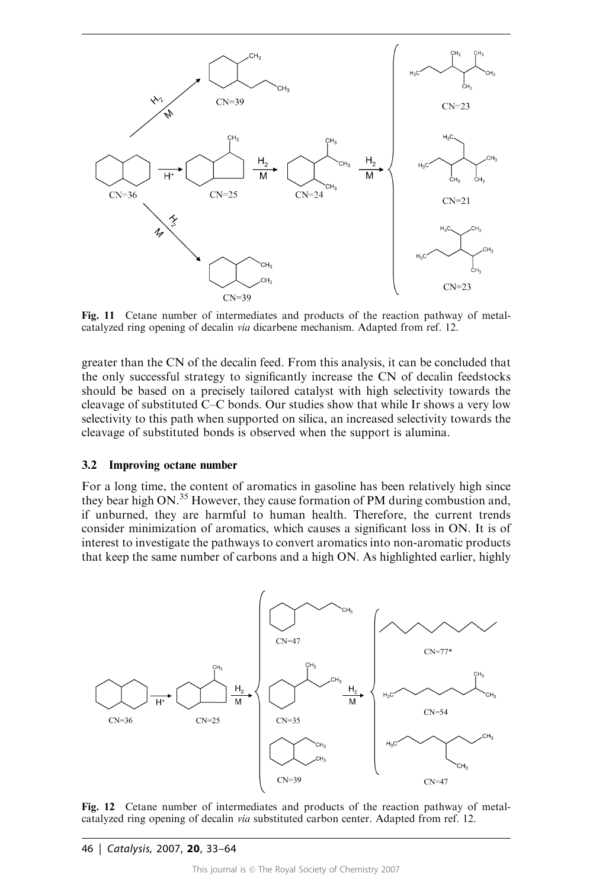**Fig. 11** Cetane number of intermediates and products of the reaction pathway of metal-catalyzed ring opening of decalin *via* dicarbene mechanism. Adapted from ref. 12.

greater than the CN of the decalin feed. From this analysis, it can be concluded that the only successful strategy to significantly increase the CN of decalin feedstocks should be based on a precisely tailored catalyst with high selectivity towards the cleavage of substituted C–C bonds. Our studies show that while Ir shows a very low selectivity to this path when supported on silica, an increased selectivity towards the cleavage of substituted bonds is observed when the support is alumina.

### 3.2 Improving octane number

For a long time, the content of aromatics in gasoline has been relatively high since they bear high ON.[35] However, they cause formation of PM during combustion and, if unburned, they are harmful to human health. Therefore, the current trends consider minimization of aromatics, which causes a significant loss in ON. It is of interest to investigate the pathways to convert aromatics into non-aromatic products that keep the same number of carbons and a high ON. As highlighted earlier, highly

**Fig. 12** Cetane number of intermediates and products of the reaction pathway of metal-catalyzed ring opening of decalin *via* substituted carbon center. Adapted from ref. 12.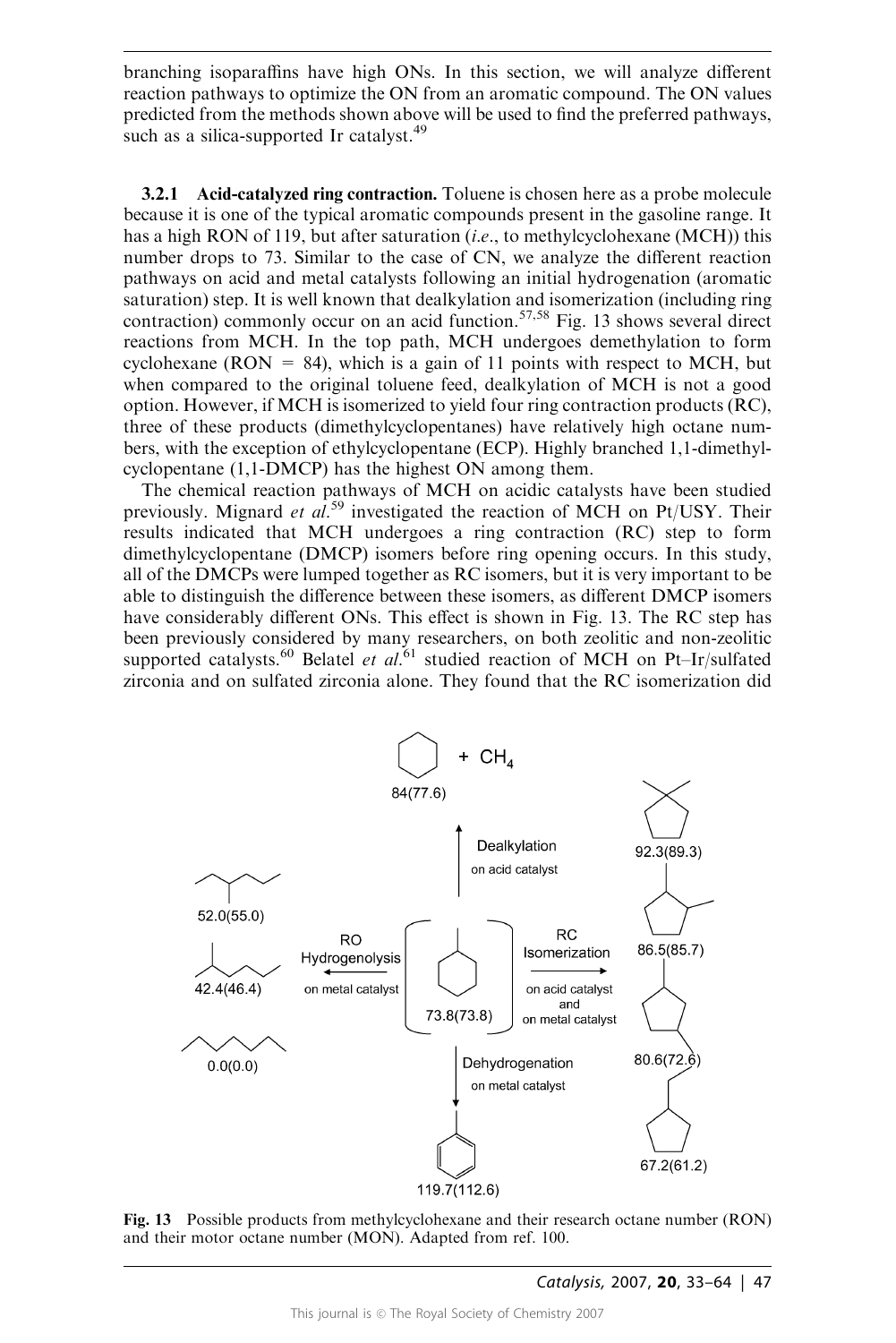branching isoparaffins have high ONs. In this section, we will analyze different reaction pathways to optimize the ON from an aromatic compound. The ON values predicted from the methods shown above will be used to find the preferred pathways, such as a silica-supported Ir catalyst.[49]

**3.2.1 Acid-catalyzed ring contraction.** Toluene is chosen here as a probe molecule because it is one of the typical aromatic compounds present in the gasoline range. It has a high RON of 119, but after saturation (*i.e.*, to methylcyclohexane (MCH)) this number drops to 73. Similar to the case of CN, we analyze the different reaction pathways on acid and metal catalysts following an initial hydrogenation (aromatic saturation) step. It is well known that dealkylation and isomerization (including ring contraction) commonly occur on an acid function.[57,58] Fig. 13 shows several direct reactions from MCH. In the top path, MCH undergoes demethylation to form cyclohexane (RON = 84), which is a gain of 11 points with respect to MCH, but when compared to the original toluene feed, dealkylation of MCH is not a good option. However, if MCH is isomerized to yield four ring contraction products (RC), three of these products (dimethylcyclopentanes) have relatively high octane numbers, with the exception of ethylcyclopentane (ECP). Highly branched 1,1-dimethylcyclopentane (1,1-DMCP) has the highest ON among them.

The chemical reaction pathways of MCH on acidic catalysts have been studied previously. Mignard *et al.*[59] investigated the reaction of MCH on Pt/USY. Their results indicated that MCH undergoes a ring contraction (RC) step to form dimethylcyclopentane (DMCP) isomers before ring opening occurs. In this study, all of the DMCPs were lumped together as RC isomers, but it is very important to be able to distinguish the difference between these isomers, as different DMCP isomers have considerably different ONs. This effect is shown in Fig. 13. The RC step has been previously considered by many researchers, on both zeolitic and non-zeolitic supported catalysts.[60] Belatel *et al.*[61] studied reaction of MCH on Pt–Ir/sulfated zirconia and on sulfated zirconia alone. They found that the RC isomerization did

**Fig. 13** Possible products from methylcyclohexane and their research octane number (RON) and their motor octane number (MON). Adapted from ref. 100.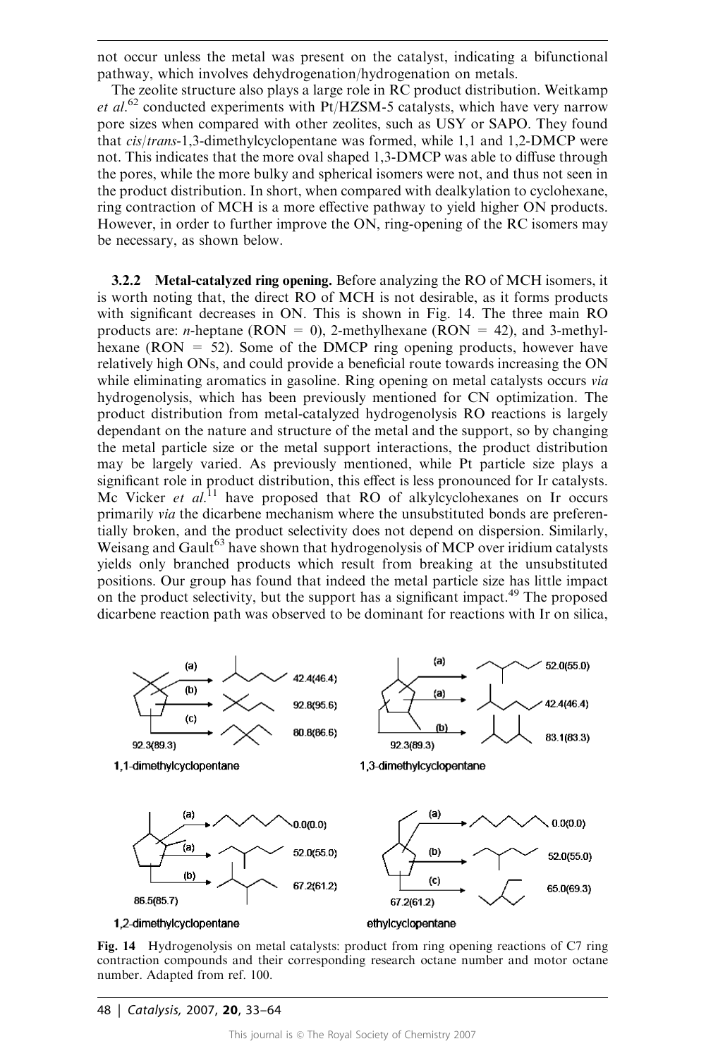not occur unless the metal was present on the catalyst, indicating a bifunctional pathway, which involves dehydrogenation/hydrogenation on metals.

The zeolite structure also plays a large role in RC product distribution. Weitkamp *et al.*[62] conducted experiments with Pt/HZSM-5 catalysts, which have very narrow pore sizes when compared with other zeolites, such as USY or SAPO. They found that *cis*/*trans*-1,3-dimethylcyclopentane was formed, while 1,1 and 1,2-DMCP were not. This indicates that the more oval shaped 1,3-DMCP was able to diffuse through the pores, while the more bulky and spherical isomers were not, and thus not seen in the product distribution. In short, when compared with dealkylation to cyclohexane, ring contraction of MCH is a more effective pathway to yield higher ON products. However, in order to further improve the ON, ring-opening of the RC isomers may be necessary, as shown below.

### 3.2.2 Metal-catalyzed ring opening.

Before analyzing the RO of MCH isomers, it is worth noting that, the direct RO of MCH is not desirable, as it forms products with significant decreases in ON. This is shown in Fig. 14. The three main RO products are: *n*-heptane (RON = 0), 2-methylhexane (RON = 42), and 3-methylhexane (RON = 52). Some of the DMCP ring opening products, however have relatively high ONs, and could provide a beneficial route towards increasing the ON while eliminating aromatics in gasoline. Ring opening on metal catalysts occurs *via* hydrogenolysis, which has been previously mentioned for CN optimization. The product distribution from metal-catalyzed hydrogenolysis RO reactions is largely dependant on the nature and structure of the metal and the support, so by changing the metal particle size or the metal support interactions, the product distribution may be largely varied. As previously mentioned, while Pt particle size plays a significant role in product distribution, this effect is less pronounced for Ir catalysts. Mc Vicker *et al.*[11] have proposed that RO of alkylcyclohexanes on Ir occurs primarily *via* the dicarbene mechanism where the unsubstituted bonds are preferentially broken, and the product selectivity does not depend on dispersion. Similarly, Weisang and Gault[63] have shown that hydrogenolysis of MCP over iridium catalysts yields only branched products which result from breaking at the unsubstituted positions. Our group has found that indeed the metal particle size has little impact on the product selectivity, but the support has a significant impact.[49] The proposed dicarbene reaction path was observed to be dominant for reactions with Ir on silica,

**Fig. 14** Hydrogenolysis on metal catalysts: product from ring opening reactions of C7 ring contraction compounds and their corresponding research octane number and motor octane number. Adapted from ref. 100.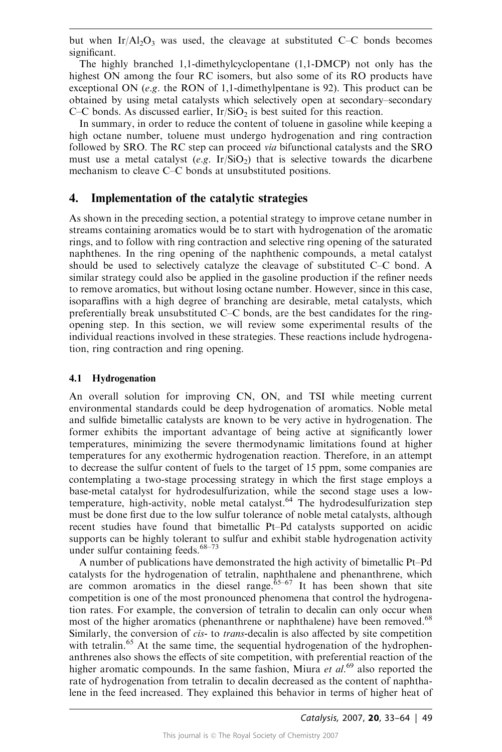but when $Ir/Al_2O_3$ was used, the cleavage at substituted C–C bonds becomes significant.

The highly branched 1,1-dimethylcyclopentane (1,1-DMCP) not only has the highest ON among the four RC isomers, but also some of its RO products have exceptional ON (*e.g*. the RON of 1,1-dimethylpentane is 92). This product can be obtained by using metal catalysts which selectively open at secondary–secondary C–C bonds. As discussed earlier, $Ir/SiO_2$ is best suited for this reaction.

In summary, in order to reduce the content of toluene in gasoline while keeping a high octane number, toluene must undergo hydrogenation and ring contraction followed by SRO. The RC step can proceed *via* bifunctional catalysts and the SRO must use a metal catalyst (*e.g*. $Ir/SiO_2$) that is selective towards the dicarbene mechanism to cleave C–C bonds at unsubstituted positions.

## 4. Implementation of the catalytic strategies

As shown in the preceding section, a potential strategy to improve cetane number in streams containing aromatics would be to start with hydrogenation of the aromatic rings, and to follow with ring contraction and selective ring opening of the saturated naphthenes. In the ring opening of the naphthenic compounds, a metal catalyst should be used to selectively catalyze the cleavage of substituted C–C bond. A similar strategy could also be applied in the gasoline production if the refiner needs to remove aromatics, but without losing octane number. However, since in this case, isoparaffins with a high degree of branching are desirable, metal catalysts, which preferentially break unsubstituted C–C bonds, are the best candidates for the ring-opening step. In this section, we will review some experimental results of the individual reactions involved in these strategies. These reactions include hydrogenation, ring contraction and ring opening.

### 4.1 Hydrogenation

An overall solution for improving CN, ON, and TSI while meeting current environmental standards could be deep hydrogenation of aromatics. Noble metal and sulfide bimetallic catalysts are known to be very active in hydrogenation. The former exhibits the important advantage of being active at significantly lower temperatures, minimizing the severe thermodynamic limitations found at higher temperatures for any exothermic hydrogenation reaction. Therefore, in an attempt to decrease the sulfur content of fuels to the target of 15 ppm, some companies are contemplating a two-stage processing strategy in which the first stage employs a base-metal catalyst for hydrodesulfurization, while the second stage uses a low-temperature, high-activity, noble metal catalyst.[64] The hydrodesulfurization step must be done first due to the low sulfur tolerance of noble metal catalysts, although recent studies have found that bimetallic Pt–Pd catalysts supported on acidic supports can be highly tolerant to sulfur and exhibit stable hydrogenation activity under sulfur containing feeds.[68–73]

A number of publications have demonstrated the high activity of bimetallic Pt–Pd catalysts for the hydrogenation of tetralin, naphthalene and phenanthrene, which are common aromatics in the diesel range.[65–67] It has been shown that site competition is one of the most pronounced phenomena that control the hydrogenation rates. For example, the conversion of tetralin to decalin can only occur when most of the higher aromatics (phenanthrene or naphthalene) have been removed.[68] Similarly, the conversion of *cis*- to *trans*-decalin is also affected by site competition with tetralin.[65] At the same time, the sequential hydrogenation of the hydrophenanthrenes also shows the effects of site competition, with preferential reaction of the higher aromatic compounds. In the same fashion, Miura *et al*.[69] also reported the rate of hydrogenation from tetralin to decalin decreased as the content of naphthalene in the feed increased. They explained this behavior in terms of higher heat of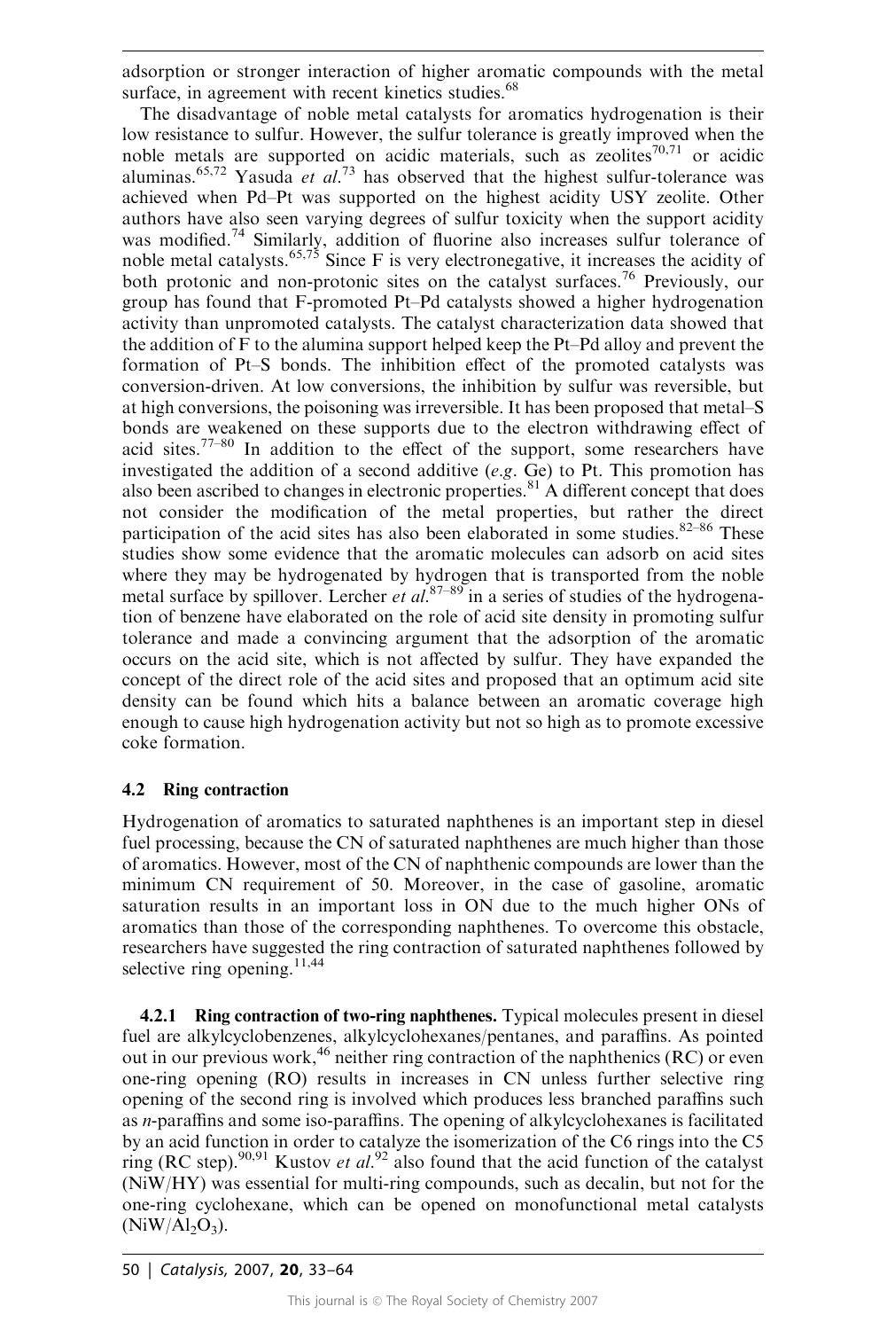adsorption or stronger interaction of higher aromatic compounds with the metal surface, in agreement with recent kinetics studies.[68]

The disadvantage of noble metal catalysts for aromatics hydrogenation is their low resistance to sulfur. However, the sulfur tolerance is greatly improved when the noble metals are supported on acidic materials, such as zeolites[70,71] or acidic aluminas.[65,72] Yasuda *et al.*[73] has observed that the highest sulfur-tolerance was achieved when Pd–Pt was supported on the highest acidity USY zeolite. Other authors have also seen varying degrees of sulfur toxicity when the support acidity was modified.[74] Similarly, addition of fluorine also increases sulfur tolerance of noble metal catalysts.[65,75] Since F is very electronegative, it increases the acidity of both protonic and non-protonic sites on the catalyst surfaces.[76] Previously, our group has found that F-promoted Pt–Pd catalysts showed a higher hydrogenation activity than unpromoted catalysts. The catalyst characterization data showed that the addition of F to the alumina support helped keep the Pt–Pd alloy and prevent the formation of Pt–S bonds. The inhibition effect of the promoted catalysts was conversion-driven. At low conversions, the inhibition by sulfur was reversible, but at high conversions, the poisoning was irreversible. It has been proposed that metal–S bonds are weakened on these supports due to the electron withdrawing effect of acid sites.[77–80] In addition to the effect of the support, some researchers have investigated the addition of a second additive (*e.g.* Ge) to Pt. This promotion has also been ascribed to changes in electronic properties.[81] A different concept that does not consider the modification of the metal properties, but rather the direct participation of the acid sites has also been elaborated in some studies.[82–86] These studies show some evidence that the aromatic molecules can adsorb on acid sites where they may be hydrogenated by hydrogen that is transported from the noble metal surface by spillover. Lercher *et al.*[87–89] in a series of studies of the hydrogenation of benzene have elaborated on the role of acid site density in promoting sulfur tolerance and made a convincing argument that the adsorption of the aromatic occurs on the acid site, which is not affected by sulfur. They have expanded the concept of the direct role of the acid sites and proposed that an optimum acid site density can be found which hits a balance between an aromatic coverage high enough to cause high hydrogenation activity but not so high as to promote excessive coke formation.

### 4.2 Ring contraction

Hydrogenation of aromatics to saturated naphthenes is an important step in diesel fuel processing, because the CN of saturated naphthenes are much higher than those of aromatics. However, most of the CN of naphthenic compounds are lower than the minimum CN requirement of 50. Moreover, in the case of gasoline, aromatic saturation results in an important loss in ON due to the much higher ONs of aromatics than those of the corresponding naphthenes. To overcome this obstacle, researchers have suggested the ring contraction of saturated naphthenes followed by selective ring opening.[11,44]

**4.2.1 Ring contraction of two-ring naphthenes.** Typical molecules present in diesel fuel are alkylcyclobenzenes, alkylcyclohexanes/pentanes, and paraffins. As pointed out in our previous work,[46] neither ring contraction of the naphthenics (RC) or even one-ring opening (RO) results in increases in CN unless further selective ring opening of the second ring is involved which produces less branched paraffins such as *n*-paraffins and some iso-paraffins. The opening of alkylcyclohexanes is facilitated by an acid function in order to catalyze the isomerization of the C6 rings into the C5 ring (RC step).[90,91] Kustov *et al.*[92] also found that the acid function of the catalyst (NiW/HY) was essential for multi-ring compounds, such as decalin, but not for the one-ring cyclohexane, which can be opened on monofunctional metal catalysts ($NiW/Al_2O_3$).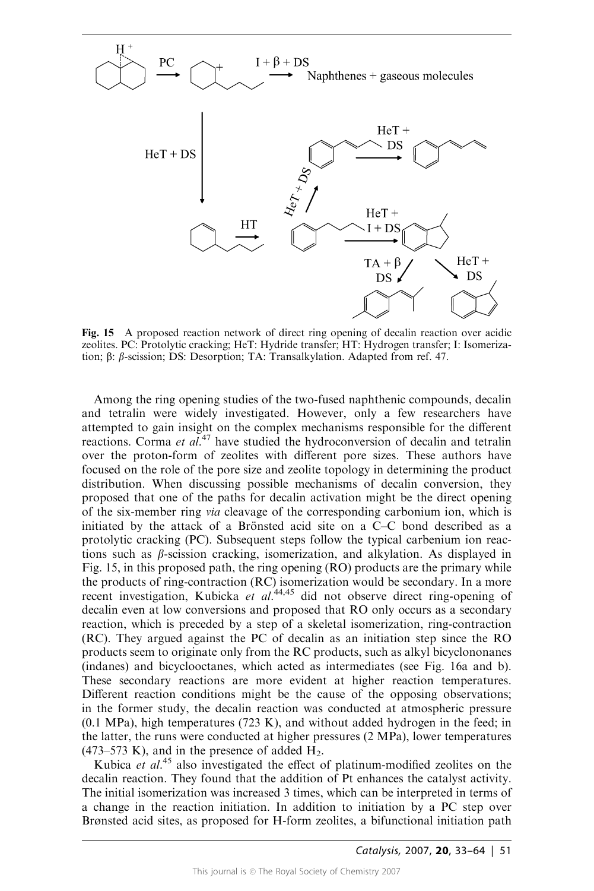**Fig. 15** A proposed reaction network of direct ring opening of decalin reaction over acidic zeolites. PC: Protolytic cracking; HeT: Hydride transfer; HT: Hydrogen transfer; I: Isomerization; β: β-scission; DS: Desorption; TA: Transalkylation. Adapted from ref. 47.

Among the ring opening studies of the two-fused naphthenic compounds, decalin and tetralin were widely investigated. However, only a few researchers have attempted to gain insight on the complex mechanisms responsible for the different reactions. Corma *et al.*[47] have studied the hydroconversion of decalin and tetralin over the proton-form of zeolites with different pore sizes. These authors have focused on the role of the pore size and zeolite topology in determining the product distribution. When discussing possible mechanisms of decalin conversion, they proposed that one of the paths for decalin activation might be the direct opening of the six-member ring *via* cleavage of the corresponding carbonium ion, which is initiated by the attack of a Brönsted acid site on a C–C bond described as a protolytic cracking (PC). Subsequent steps follow the typical carbenium ion reactions such as β-scission cracking, isomerization, and alkylation. As displayed in Fig. 15, in this proposed path, the ring opening (RO) products are the primary while the products of ring-contraction (RC) isomerization would be secondary. In a more recent investigation, Kubicka *et al.*[44,45] did not observe direct ring-opening of decalin even at low conversions and proposed that RO only occurs as a secondary reaction, which is preceded by a step of a skeletal isomerization, ring-contraction (RC). They argued against the PC of decalin as an initiation step since the RO products seem to originate only from the RC products, such as alkyl bicyclononanes (indanes) and bicyclooctanes, which acted as intermediates (see Fig. 16a and b). These secondary reactions are more evident at higher reaction temperatures. Different reaction conditions might be the cause of the opposing observations; in the former study, the decalin reaction was conducted at atmospheric pressure (0.1 MPa), high temperatures (723 K), and without added hydrogen in the feed; in the latter, the runs were conducted at higher pressures (2 MPa), lower temperatures (473–573 K), and in the presence of added $H_2$.

Kubica *et al.*[45] also investigated the effect of platinum-modified zeolites on the decalin reaction. They found that the addition of Pt enhances the catalyst activity. The initial isomerization was increased 3 times, which can be interpreted in terms of a change in the reaction initiation. In addition to initiation by a PC step over Brønsted acid sites, as proposed for H-form zeolites, a bifunctional initiation path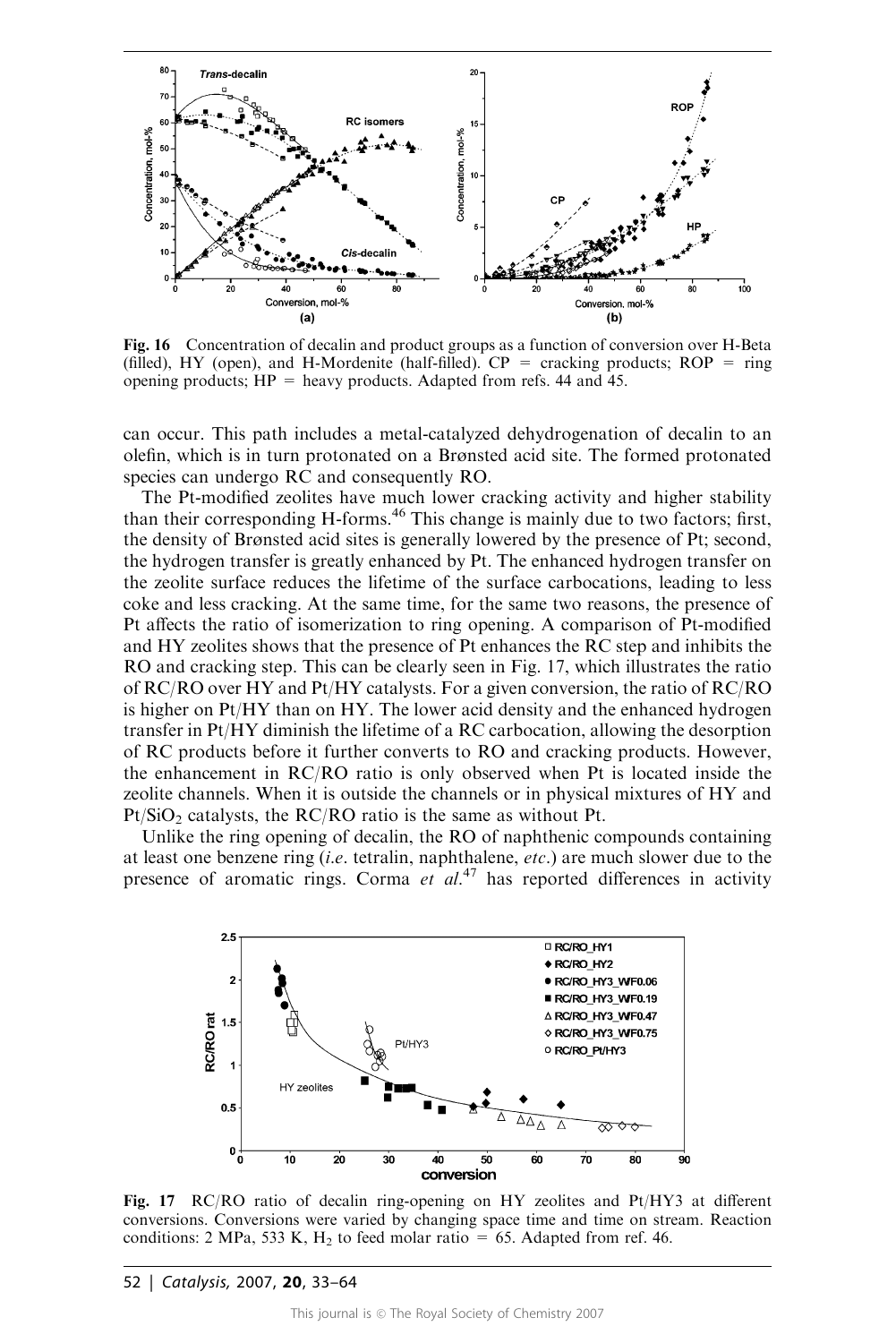Trans-decalin

RC isomers

Cis-decalin

Concentration, mol-%

Conversion, mol-%

(a)

ROP

CP

HP

Concentration, mol-%

Conversion, mol-%

(b)

**Fig. 16** Concentration of decalin and product groups as a function of conversion over H-Beta (filled), HY (open), and H-Mordenite (half-filled). CP = cracking products; ROP = ring opening products; HP = heavy products. Adapted from refs. 44 and 45.

can occur. This path includes a metal-catalyzed dehydrogenation of decalin to an olefin, which is in turn protonated on a Brønsted acid site. The formed protonated species can undergo RC and consequently RO.

The Pt-modified zeolites have much lower cracking activity and higher stability than their corresponding H-forms.[46] This change is mainly due to two factors; first, the density of Brønsted acid sites is generally lowered by the presence of Pt; second, the hydrogen transfer is greatly enhanced by Pt. The enhanced hydrogen transfer on the zeolite surface reduces the lifetime of the surface carbocations, leading to less coke and less cracking. At the same time, for the same two reasons, the presence of Pt affects the ratio of isomerization to ring opening. A comparison of Pt-modified and HY zeolites shows that the presence of Pt enhances the RC step and inhibits the RO and cracking step. This can be clearly seen in Fig. 17, which illustrates the ratio of RC/RO over HY and Pt/HY catalysts. For a given conversion, the ratio of RC/RO is higher on Pt/HY than on HY. The lower acid density and the enhanced hydrogen transfer in Pt/HY diminish the lifetime of a RC carbocation, allowing the desorption of RC products before it further converts to RO and cracking products. However, the enhancement in RC/RO ratio is only observed when Pt is located inside the zeolite channels. When it is outside the channels or in physical mixtures of HY and $Pt/SiO_2$ catalysts, the RC/RO ratio is the same as without Pt.

Unlike the ring opening of decalin, the RO of naphthenic compounds containing at least one benzene ring (*i.e.* tetralin, naphthalene, *etc*.) are much slower due to the presence of aromatic rings. Corma *et al.*[47] has reported differences in activity

RC/RO rat

conversion

RC/RO_HY1
RC/RO_HY2
RC/RO_HY3_WF0.06
RC/RO_HY3_WF0.19
RC/RO_HY3_WF0.47
RC/RO_HY3_WF0.75
RC/RO_Pt/HY3

Pt/HY3

HY zeolites

**Fig. 17** RC/RO ratio of decalin ring-opening on HY zeolites and Pt/HY3 at different conversions. Conversions were varied by changing space time and time on stream. Reaction conditions: 2 MPa, 533 K, $H_2$ to feed molar ratio = 65. Adapted from ref. 46.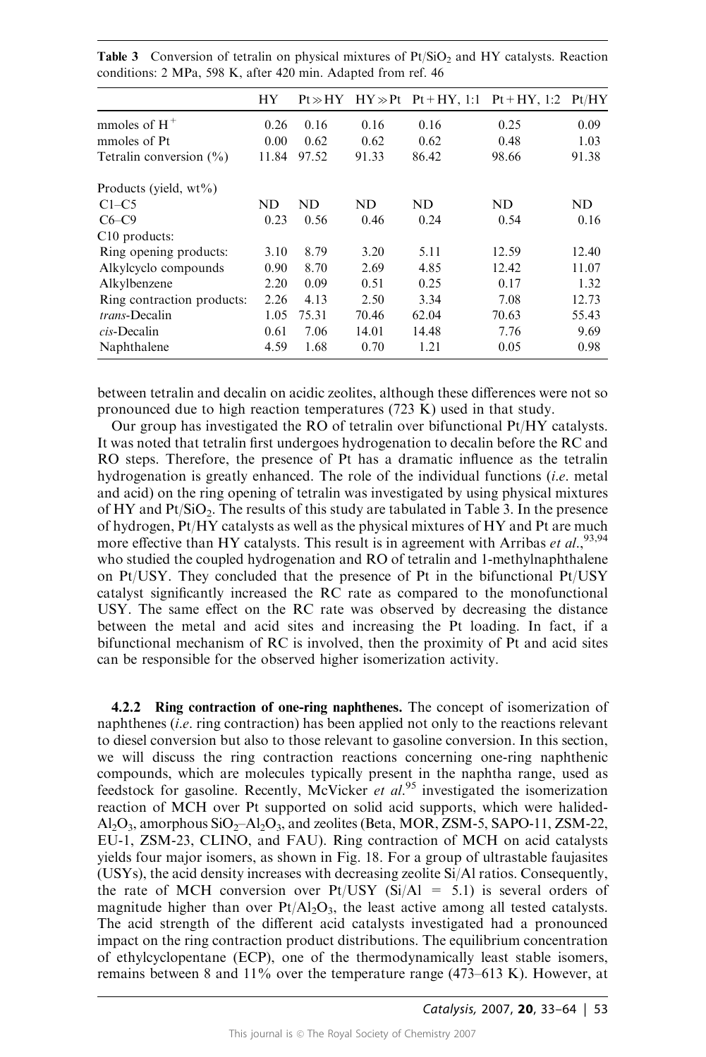**Table 3** Conversion of tetralin on physical mixtures of $Pt/SiO_2$ and HY catalysts. Reaction conditions: 2 MPa, 598 K, after 420 min. Adapted from ref. 46

| | HY | $Pt \gg HY$ | $HY \gg Pt$ | Pt + HY, 1:1 | Pt + HY, 1:2 | Pt/HY |
|---|---|---|---|---|---|---|
| mmoles of $H^+$ | 0.26 | 0.16 | 0.16 | 0.16 | 0.25 | 0.09 |
| mmoles of Pt | 0.00 | 0.62 | 0.62 | 0.62 | 0.48 | 1.03 |
| Tetralin conversion (%) | 11.84 | 97.52 | 91.33 | 86.42 | 98.66 | 91.38 |
| Products (yield, wt%) | | | | | | |
| C1–C5 | ND | ND | ND | ND | ND | ND |
| C6–C9 | 0.23 | 0.56 | 0.46 | 0.24 | 0.54 | 0.16 |
| C10 products: | | | | | | |
| Ring opening products: | 3.10 | 8.79 | 3.20 | 5.11 | 12.59 | 12.40 |
| Alkylcyclo compounds | 0.90 | 8.70 | 2.69 | 4.85 | 12.42 | 11.07 |
| Alkylbenzene | 2.20 | 0.09 | 0.51 | 0.25 | 0.17 | 1.32 |
| Ring contraction products: | 2.26 | 4.13 | 2.50 | 3.34 | 7.08 | 12.73 |
| *trans*-Decalin | 1.05 | 75.31 | 70.46 | 62.04 | 70.63 | 55.43 |
| *cis*-Decalin | 0.61 | 7.06 | 14.01 | 14.48 | 7.76 | 9.69 |
| Naphthalene | 4.59 | 1.68 | 0.70 | 1.21 | 0.05 | 0.98 |

between tetralin and decalin on acidic zeolites, although these differences were not so pronounced due to high reaction temperatures (723 K) used in that study.

Our group has investigated the RO of tetralin over bifunctional Pt/HY catalysts. It was noted that tetralin first undergoes hydrogenation to decalin before the RC and RO steps. Therefore, the presence of Pt has a dramatic influence as the tetralin hydrogenation is greatly enhanced. The role of the individual functions (*i.e.* metal and acid) on the ring opening of tetralin was investigated by using physical mixtures of HY and $Pt/SiO_2$. The results of this study are tabulated in Table 3. In the presence of hydrogen, Pt/HY catalysts as well as the physical mixtures of HY and Pt are much more effective than HY catalysts. This result is in agreement with Arribas *et al.*,[93,94] who studied the coupled hydrogenation and RO of tetralin and 1-methylnaphthalene on Pt/USY. They concluded that the presence of Pt in the bifunctional Pt/USY catalyst significantly increased the RC rate as compared to the monofunctional USY. The same effect on the RC rate was observed by decreasing the distance between the metal and acid sites and increasing the Pt loading. In fact, if a bifunctional mechanism of RC is involved, then the proximity of Pt and acid sites can be responsible for the observed higher isomerization activity.

**4.2.2 Ring contraction of one-ring naphthenes.** The concept of isomerization of naphthenes (*i.e.* ring contraction) has been applied not only to the reactions relevant to diesel conversion but also to those relevant to gasoline conversion. In this section, we will discuss the ring contraction reactions concerning one-ring naphthenic compounds, which are molecules typically present in the naphtha range, used as feedstock for gasoline. Recently, McVicker *et al.*[95] investigated the isomerization reaction of MCH over Pt supported on solid acid supports, which were halided-$Al_2O_3$, amorphous $SiO_2$–$Al_2O_3$, and zeolites (Beta, MOR, ZSM-5, SAPO-11, ZSM-22, EU-1, ZSM-23, CLINO, and FAU). Ring contraction of MCH on acid catalysts yields four major isomers, as shown in Fig. 18. For a group of ultrastable faujasites (USYs), the acid density increases with decreasing zeolite Si/Al ratios. Consequently, the rate of MCH conversion over Pt/USY (Si/Al = 5.1) is several orders of magnitude higher than over $Pt/Al_2O_3$, the least active among all tested catalysts. The acid strength of the different acid catalysts investigated had a pronounced impact on the ring contraction product distributions. The equilibrium concentration of ethylcyclopentane (ECP), one of the thermodynamically least stable isomers, remains between 8 and 11% over the temperature range (473–613 K). However, at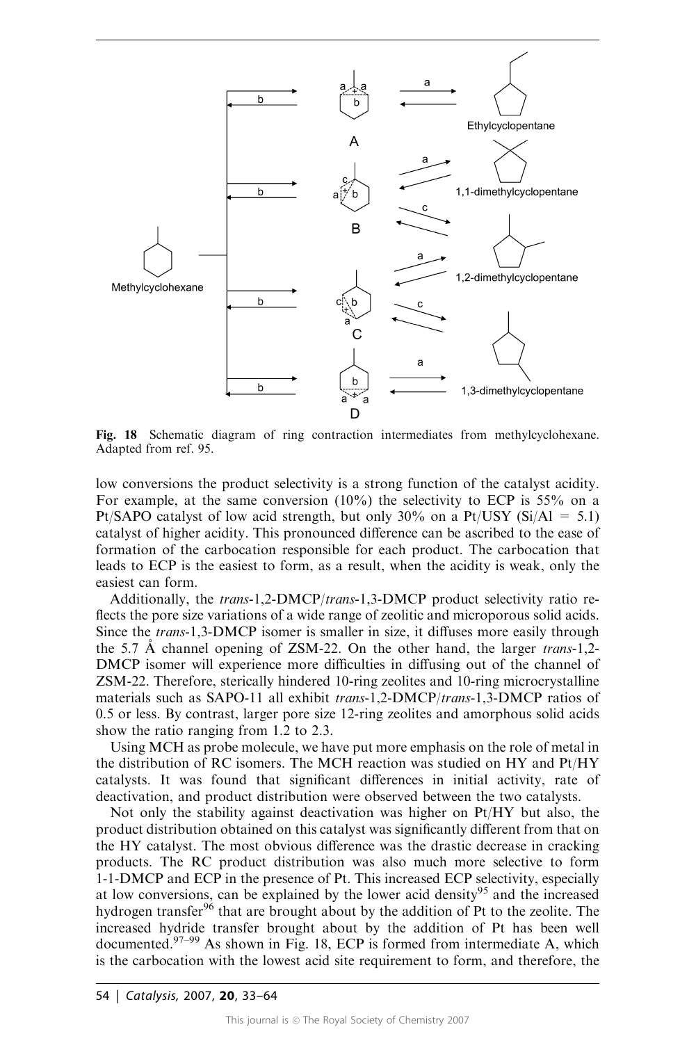Fig. 18 Schematic diagram of ring contraction intermediates from methylcyclohexane. Adapted from ref. 95.

low conversions the product selectivity is a strong function of the catalyst acidity. For example, at the same conversion (10%) the selectivity to ECP is 55% on a Pt/SAPO catalyst of low acid strength, but only 30% on a Pt/USY (Si/Al = 5.1) catalyst of higher acidity. This pronounced difference can be ascribed to the ease of formation of the carbocation responsible for each product. The carbocation that leads to ECP is the easiest to form, as a result, when the acidity is weak, only the easiest can form.

Additionally, the *trans*-1,2-DMCP/*trans*-1,3-DMCP product selectivity ratio reflects the pore size variations of a wide range of zeolitic and microporous solid acids. Since the *trans*-1,3-DMCP isomer is smaller in size, it diffuses more easily through the 5.7 Å channel opening of ZSM-22. On the other hand, the larger *trans*-1,2-DMCP isomer will experience more difficulties in diffusing out of the channel of ZSM-22. Therefore, sterically hindered 10-ring zeolites and 10-ring microcrystalline materials such as SAPO-11 all exhibit *trans*-1,2-DMCP/*trans*-1,3-DMCP ratios of 0.5 or less. By contrast, larger pore size 12-ring zeolites and amorphous solid acids show the ratio ranging from 1.2 to 2.3.

Using MCH as probe molecule, we have put more emphasis on the role of metal in the distribution of RC isomers. The MCH reaction was studied on HY and Pt/HY catalysts. It was found that significant differences in initial activity, rate of deactivation, and product distribution were observed between the two catalysts.

Not only the stability against deactivation was higher on Pt/HY but also, the product distribution obtained on this catalyst was significantly different from that on the HY catalyst. The most obvious difference was the drastic decrease in cracking products. The RC product distribution was also much more selective to form 1-1-DMCP and ECP in the presence of Pt. This increased ECP selectivity, especially at low conversions, can be explained by the lower acid density[95] and the increased hydrogen transfer[96] that are brought about by the addition of Pt to the zeolite. The increased hydride transfer brought about by the addition of Pt has been well documented.[97–99] As shown in Fig. 18, ECP is formed from intermediate A, which is the carbocation with the lowest acid site requirement to form, and therefore, the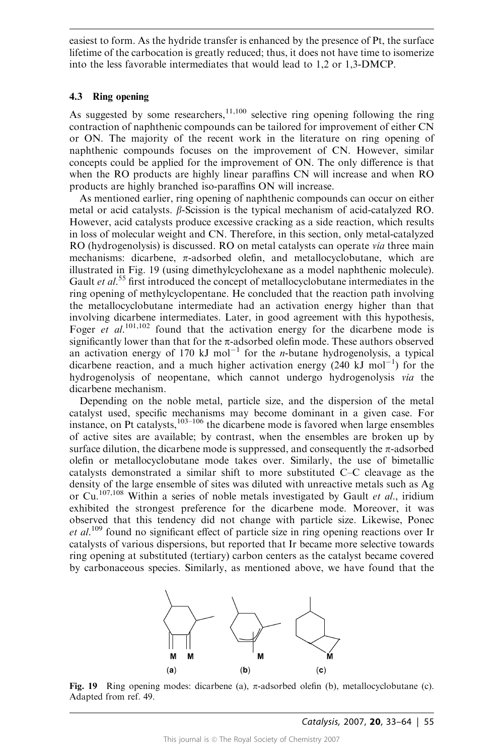easiest to form. As the hydride transfer is enhanced by the presence of Pt, the surface lifetime of the carbocation is greatly reduced; thus, it does not have time to isomerize into the less favorable intermediates that would lead to 1,2 or 1,3-DMCP.

### 4.3 Ring opening

As suggested by some researchers,[11,100] selective ring opening following the ring contraction of naphthenic compounds can be tailored for improvement of either CN or ON. The majority of the recent work in the literature on ring opening of naphthenic compounds focuses on the improvement of CN. However, similar concepts could be applied for the improvement of ON. The only difference is that when the RO products are highly linear paraffins CN will increase and when RO products are highly branched iso-paraffins ON will increase.

As mentioned earlier, ring opening of naphthenic compounds can occur on either metal or acid catalysts. $\beta$-Scission is the typical mechanism of acid-catalyzed RO. However, acid catalysts produce excessive cracking as a side reaction, which results in loss of molecular weight and CN. Therefore, in this section, only metal-catalyzed RO (hydrogenolysis) is discussed. RO on metal catalysts can operate *via* three main mechanisms: dicarbene, $\pi$-adsorbed olefin, and metallocyclobutane, which are illustrated in Fig. 19 (using dimethylcyclohexane as a model naphthenic molecule). Gault *et al.*[55] first introduced the concept of metallocyclobutane intermediates in the ring opening of methylcyclopentane. He concluded that the reaction path involving the metallocyclobutane intermediate had an activation energy higher than that involving dicarbene intermediates. Later, in good agreement with this hypothesis, Foger *et al.*[101,102] found that the activation energy for the dicarbene mode is significantly lower than that for the $\pi$-adsorbed olefin mode. These authors observed an activation energy of 170 kJ $mol^{-1}$ for the *n*-butane hydrogenolysis, a typical dicarbene reaction, and a much higher activation energy (240 kJ $mol^{-1}$) for the hydrogenolysis of neopentane, which cannot undergo hydrogenolysis *via* the dicarbene mechanism.

Depending on the noble metal, particle size, and the dispersion of the metal catalyst used, specific mechanisms may become dominant in a given case. For instance, on Pt catalysts,[103–106] the dicarbene mode is favored when large ensembles of active sites are available; by contrast, when the ensembles are broken up by surface dilution, the dicarbene mode is suppressed, and consequently the $\pi$-adsorbed olefin or metallocyclobutane mode takes over. Similarly, the use of bimetallic catalysts demonstrated a similar shift to more substituted C–C cleavage as the density of the large ensemble of sites was diluted with unreactive metals such as Ag or Cu.[107,108] Within a series of noble metals investigated by Gault *et al.*, iridium exhibited the strongest preference for the dicarbene mode. Moreover, it was observed that this tendency did not change with particle size. Likewise, Ponec *et al.*[109] found no significant effect of particle size in ring opening reactions over Ir catalysts of various dispersions, but reported that Ir became more selective towards ring opening at substituted (tertiary) carbon centers as the catalyst became covered by carbonaceous species. Similarly, as mentioned above, we have found that the

**Fig. 19** Ring opening modes: dicarbene (a), $\pi$-adsorbed olefin (b), metallocyclobutane (c). Adapted from ref. 49.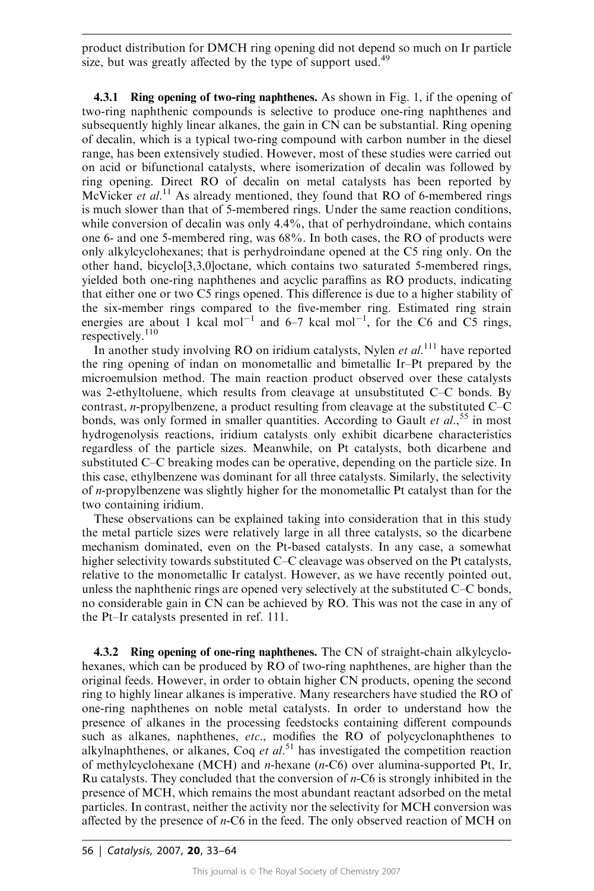product distribution for DMCH ring opening did not depend so much on Ir particle size, but was greatly affected by the type of support used.[49]

**4.3.1 Ring opening of two-ring naphthenes.** As shown in Fig. 1, if the opening of two-ring naphthenic compounds is selective to produce one-ring naphthenes and subsequently highly linear alkanes, the gain in CN can be substantial. Ring opening of decalin, which is a typical two-ring compound with carbon number in the diesel range, has been extensively studied. However, most of these studies were carried out on acid or bifunctional catalysts, where isomerization of decalin was followed by ring opening. Direct RO of decalin on metal catalysts has been reported by McVicker *et al.*[11] As already mentioned, they found that RO of 6-membered rings is much slower than that of 5-membered rings. Under the same reaction conditions, while conversion of decalin was only 4.4%, that of perhydroindane, which contains one 6- and one 5-membered ring, was 68%. In both cases, the RO of products were only alkylcyclohexanes; that is perhydroindane opened at the C5 ring only. On the other hand, bicyclo[3,3,0]octane, which contains two saturated 5-membered rings, yielded both one-ring naphthenes and acyclic paraffins as RO products, indicating that either one or two C5 rings opened. This difference is due to a higher stability of the six-member rings compared to the five-member ring. Estimated ring strain energies are about 1 kcal $mol^{-1}$ and 6–7 kcal $mol^{-1}$, for the C6 and C5 rings, respectively.[110]

In another study involving RO on iridium catalysts, Nylen *et al.*[111] have reported the ring opening of indan on monometallic and bimetallic Ir–Pt prepared by the microemulsion method. The main reaction product observed over these catalysts was 2-ethyltoluene, which results from cleavage at unsubstituted C–C bonds. By contrast, *n*-propylbenzene, a product resulting from cleavage at the substituted C–C bonds, was only formed in smaller quantities. According to Gault *et al.*,[55] in most hydrogenolysis reactions, iridium catalysts only exhibit dicarbene characteristics regardless of the particle sizes. Meanwhile, on Pt catalysts, both dicarbene and substituted C–C breaking modes can be operative, depending on the particle size. In this case, ethylbenzene was dominant for all three catalysts. Similarly, the selectivity of *n*-propylbenzene was slightly higher for the monometallic Pt catalyst than for the two containing iridium.

These observations can be explained taking into consideration that in this study the metal particle sizes were relatively large in all three catalysts, so the dicarbene mechanism dominated, even on the Pt-based catalysts. In any case, a somewhat higher selectivity towards substituted C–C cleavage was observed on the Pt catalysts, relative to the monometallic Ir catalyst. However, as we have recently pointed out, unless the naphthenic rings are opened very selectively at the substituted C–C bonds, no considerable gain in CN can be achieved by RO. This was not the case in any of the Pt–Ir catalysts presented in ref. 111.

**4.3.2 Ring opening of one-ring naphthenes.** The CN of straight-chain alkylcyclohexanes, which can be produced by RO of two-ring naphthenes, are higher than the original feeds. However, in order to obtain higher CN products, opening the second ring to highly linear alkanes is imperative. Many researchers have studied the RO of one-ring naphthenes on noble metal catalysts. In order to understand how the presence of alkanes in the processing feedstocks containing different compounds such as alkanes, naphthenes, *etc.*, modifies the RO of polycyclonaphthenes to alkylnaphthenes, or alkanes, Coq *et al.*[51] has investigated the competition reaction of methylcyclohexane (MCH) and *n*-hexane (*n*-C6) over alumina-supported Pt, Ir, Ru catalysts. They concluded that the conversion of *n*-C6 is strongly inhibited in the presence of MCH, which remains the most abundant reactant adsorbed on the metal particles. In contrast, neither the activity nor the selectivity for MCH conversion was affected by the presence of *n*-C6 in the feed. The only observed reaction of MCH on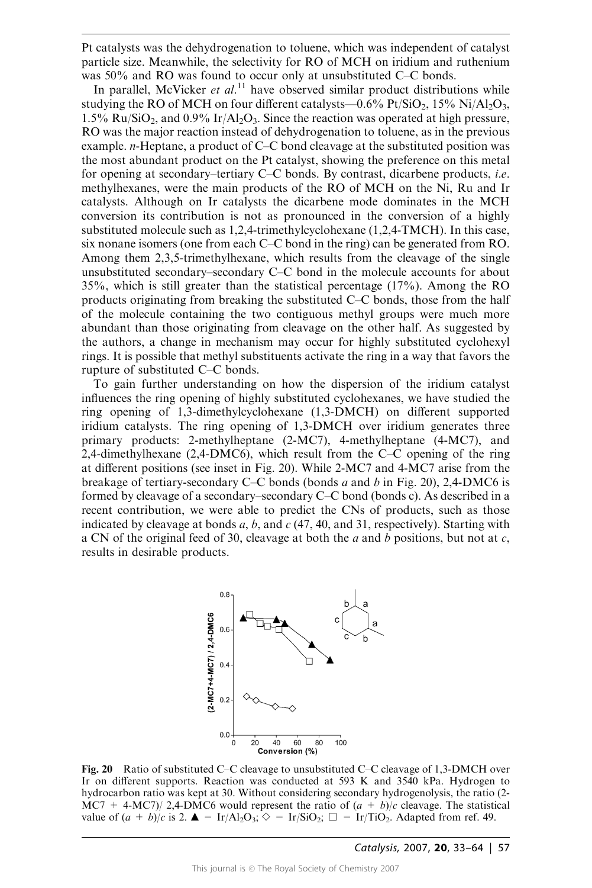Pt catalysts was the dehydrogenation to toluene, which was independent of catalyst particle size. Meanwhile, the selectivity for RO of MCH on iridium and ruthenium was 50% and RO was found to occur only at unsubstituted C–C bonds.

In parallel, McVicker *et al.*[11] have observed similar product distributions while studying the RO of MCH on four different catalysts—0.6% $Pt/SiO_2$, 15% $Ni/Al_2O_3$, 1.5% $Ru/SiO_2$, and 0.9% $Ir/Al_2O_3$. Since the reaction was operated at high pressure, RO was the major reaction instead of dehydrogenation to toluene, as in the previous example. *n*-Heptane, a product of C–C bond cleavage at the substituted position was the most abundant product on the Pt catalyst, showing the preference on this metal for opening at secondary–tertiary C–C bonds. By contrast, dicarbene products, *i.e.* methylhexanes, were the main products of the RO of MCH on the Ni, Ru and Ir catalysts. Although on Ir catalysts the dicarbene mode dominates in the MCH conversion its contribution is not as pronounced in the conversion of a highly substituted molecule such as 1,2,4-trimethylcyclohexane (1,2,4-TMCH). In this case, six nonane isomers (one from each C–C bond in the ring) can be generated from RO. Among them 2,3,5-trimethylhexane, which results from the cleavage of the single unsubstituted secondary–secondary C–C bond in the molecule accounts for about 35%, which is still greater than the statistical percentage (17%). Among the RO products originating from breaking the substituted C–C bonds, those from the half of the molecule containing the two contiguous methyl groups were much more abundant than those originating from cleavage on the other half. As suggested by the authors, a change in mechanism may occur for highly substituted cyclohexyl rings. It is possible that methyl substituents activate the ring in a way that favors the rupture of substituted C–C bonds.

To gain further understanding on how the dispersion of the iridium catalyst influences the ring opening of highly substituted cyclohexanes, we have studied the ring opening of 1,3-dimethylcyclohexane (1,3-DMCH) on different supported iridium catalysts. The ring opening of 1,3-DMCH over iridium generates three primary products: 2-methylheptane (2-MC7), 4-methylheptane (4-MC7), and 2,4-dimethylhexane (2,4-DMC6), which result from the C–C opening of the ring at different positions (see inset in Fig. 20). While 2-MC7 and 4-MC7 arise from the breakage of tertiary-secondary C–C bonds (bonds *a* and *b* in Fig. 20), 2,4-DMC6 is formed by cleavage of a secondary–secondary C–C bond (bonds c). As described in a recent contribution, we were able to predict the CNs of products, such as those indicated by cleavage at bonds *a*, *b*, and *c* (47, 40, and 31, respectively). Starting with a CN of the original feed of 30, cleavage at both the *a* and *b* positions, but not at *c*, results in desirable products.

**Fig. 20** Ratio of substituted C–C cleavage to unsubstituted C–C cleavage of 1,3-DMCH over Ir on different supports. Reaction was conducted at 593 K and 3540 kPa. Hydrogen to hydrocarbon ratio was kept at 30. Without considering secondary hydrogenolysis, the ratio (2-MC7 + 4-MC7)/ 2,4-DMC6 would represent the ratio of $(a + b)/c$ cleavage. The statistical value of $(a + b)/c$ is 2. ▲ = $Ir/Al_2O_3$; ◇ = $Ir/SiO_2$; □ = $Ir/TiO_2$. Adapted from ref. 49.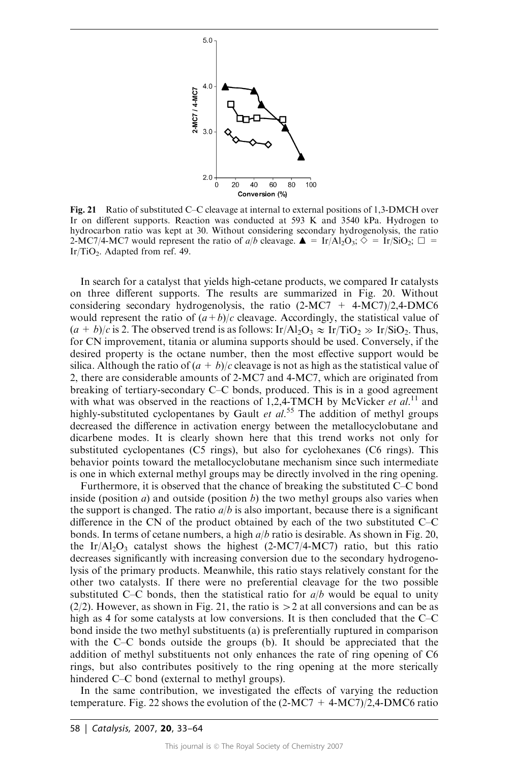Fig. 21 Ratio of substituted C–C cleavage at internal to external positions of 1,3-DMCH over Ir on different supports. Reaction was conducted at 593 K and 3540 kPa. Hydrogen to hydrocarbon ratio was kept at 30. Without considering secondary hydrogenolysis, the ratio 2-MC7/4-MC7 would represent the ratio of $a/b$ cleavage. ▲ = $Ir/Al_2O_3$; ◇ = $Ir/SiO_2$; □ = $Ir/TiO_2$. Adapted from ref. 49.

In search for a catalyst that yields high-cetane products, we compared Ir catalysts on three different supports. The results are summarized in Fig. 20. Without considering secondary hydrogenolysis, the ratio (2-MC7 + 4-MC7)/2,4-DMC6 would represent the ratio of $(a+b)/c$ cleavage. Accordingly, the statistical value of $(a + b)/c$ is 2. The observed trend is as follows: $Ir/Al_2O_3 \approx Ir/TiO_2 \gg Ir/SiO_2$. Thus, for CN improvement, titania or alumina supports should be used. Conversely, if the desired property is the octane number, then the most effective support would be silica. Although the ratio of $(a + b)/c$ cleavage is not as high as the statistical value of 2, there are considerable amounts of 2-MC7 and 4-MC7, which are originated from breaking of tertiary-secondary C–C bonds, produced. This is in a good agreement with what was observed in the reactions of 1,2,4-TMCH by McVicker *et al.*[11] and highly-substituted cyclopentanes by Gault *et al.*[55] The addition of methyl groups decreased the difference in activation energy between the metallocyclobutane and dicarbene modes. It is clearly shown here that this trend works not only for substituted cyclopentanes (C5 rings), but also for cyclohexanes (C6 rings). This behavior points toward the metallocyclobutane mechanism since such intermediate is one in which external methyl groups may be directly involved in the ring opening.

Furthermore, it is observed that the chance of breaking the substituted C–C bond inside (position $a$) and outside (position $b$) the two methyl groups also varies when the support is changed. The ratio $a/b$ is also important, because there is a significant difference in the CN of the product obtained by each of the two substituted C–C bonds. In terms of cetane numbers, a high $a/b$ ratio is desirable. As shown in Fig. 20, the $Ir/Al_2O_3$ catalyst shows the highest (2-MC7/4-MC7) ratio, but this ratio decreases significantly with increasing conversion due to the secondary hydrogenolysis of the primary products. Meanwhile, this ratio stays relatively constant for the other two catalysts. If there were no preferential cleavage for the two possible substituted C–C bonds, then the statistical ratio for $a/b$ would be equal to unity (2/2). However, as shown in Fig. 21, the ratio is $>2$ at all conversions and can be as high as 4 for some catalysts at low conversions. It is then concluded that the C–C bond inside the two methyl substituents (a) is preferentially ruptured in comparison with the C–C bonds outside the groups (b). It should be appreciated that the addition of methyl substituents not only enhances the rate of ring opening of C6 rings, but also contributes positively to the ring opening at the more sterically hindered C–C bond (external to methyl groups).

In the same contribution, we investigated the effects of varying the reduction temperature. Fig. 22 shows the evolution of the (2-MC7 + 4-MC7)/2,4-DMC6 ratio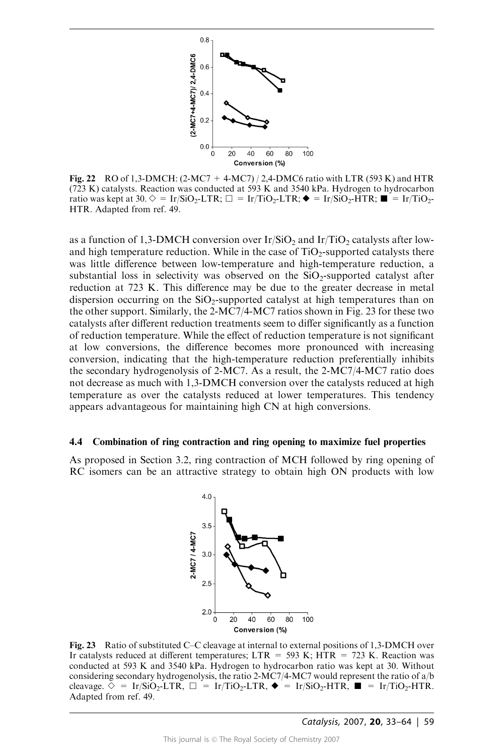**Fig. 22** RO of 1,3-DMCH: (2-MC7 + 4-MC7) / 2,4-DMC6 ratio with LTR (593 K) and HTR (723 K) catalysts. Reaction was conducted at 593 K and 3540 kPa. Hydrogen to hydrocarbon ratio was kept at 30. ◇ = $Ir/SiO_2$-LTR; □ = $Ir/TiO_2$-LTR; ◆ = $Ir/SiO_2$-HTR; ■ = $Ir/TiO_2$-HTR. Adapted from ref. 49.

as a function of 1,3-DMCH conversion over $Ir/SiO_2$ and $Ir/TiO_2$ catalysts after low- and high temperature reduction. While in the case of $TiO_2$-supported catalysts there was little difference between low-temperature and high-temperature reduction, a substantial loss in selectivity was observed on the $SiO_2$-supported catalyst after reduction at 723 K. This difference may be due to the greater decrease in metal dispersion occurring on the $SiO_2$-supported catalyst at high temperatures than on the other support. Similarly, the 2-MC7/4-MC7 ratios shown in Fig. 23 for these two catalysts after different reduction treatments seem to differ significantly as a function of reduction temperature. While the effect of reduction temperature is not significant at low conversions, the difference becomes more pronounced with increasing conversion, indicating that the high-temperature reduction preferentially inhibits the secondary hydrogenolysis of 2-MC7. As a result, the 2-MC7/4-MC7 ratio does not decrease as much with 1,3-DMCH conversion over the catalysts reduced at high temperature as over the catalysts reduced at lower temperatures. This tendency appears advantageous for maintaining high CN at high conversions.

### 4.4 Combination of ring contraction and ring opening to maximize fuel properties

As proposed in Section 3.2, ring contraction of MCH followed by ring opening of RC isomers can be an attractive strategy to obtain high ON products with low

**Fig. 23** Ratio of substituted C–C cleavage at internal to external positions of 1,3-DMCH over Ir catalysts reduced at different temperatures; LTR = 593 K; HTR = 723 K. Reaction was conducted at 593 K and 3540 kPa. Hydrogen to hydrocarbon ratio was kept at 30. Without considering secondary hydrogenolysis, the ratio 2-MC7/4-MC7 would represent the ratio of a/b cleavage. ◇ = $Ir/SiO_2$-LTR, □ = $Ir/TiO_2$-LTR, ◆ = $Ir/SiO_2$-HTR, ■ = $Ir/TiO_2$-HTR. Adapted from ref. 49.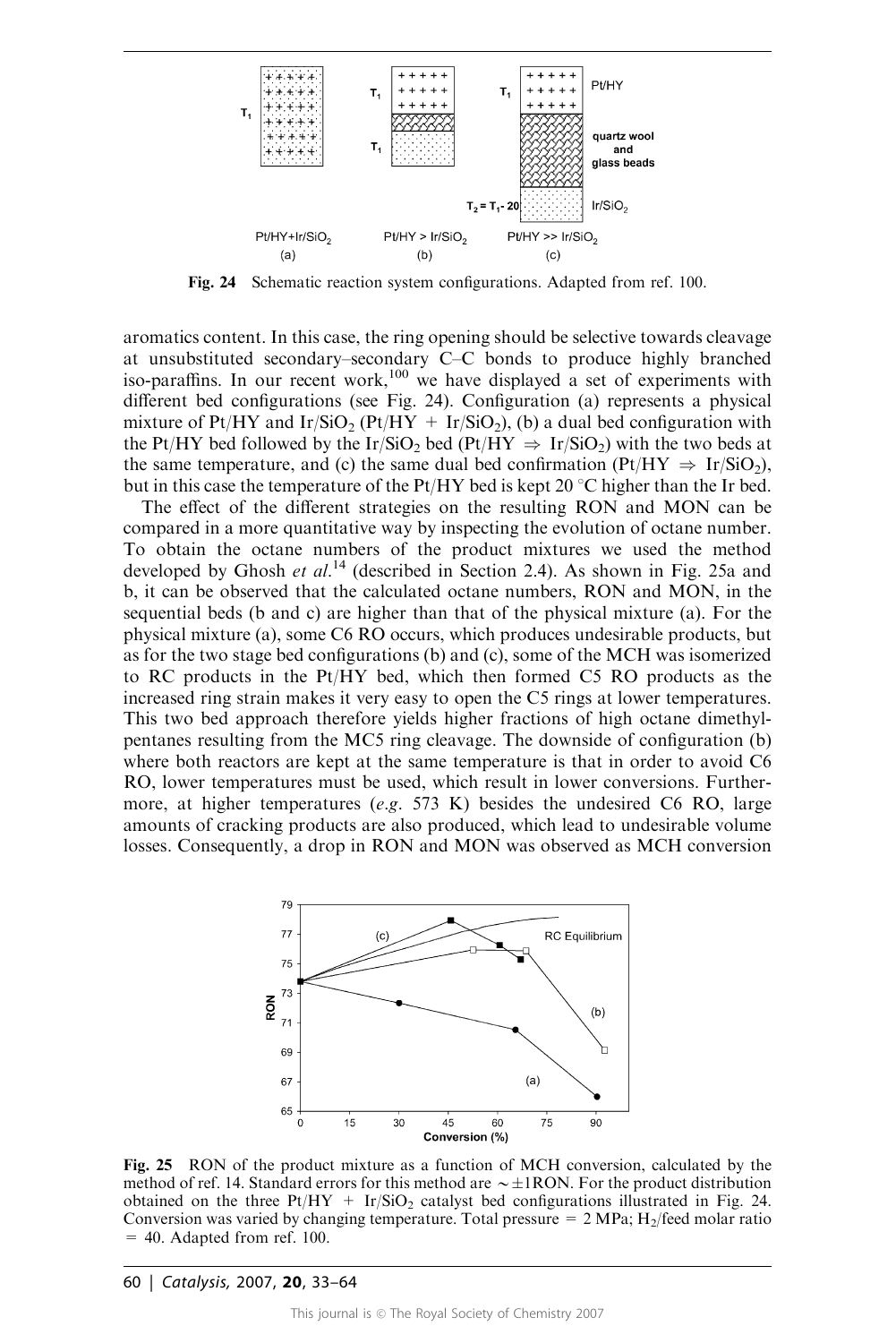Fig. 24 Schematic reaction system configurations. Adapted from ref. 100.

aromatics content. In this case, the ring opening should be selective towards cleavage at unsubstituted secondary–secondary C–C bonds to produce highly branched iso-paraffins. In our recent work,[100] we have displayed a set of experiments with different bed configurations (see Fig. 24). Configuration (a) represents a physical mixture of Pt/HY and $Ir/SiO_2$ (Pt/HY + $Ir/SiO_2$), (b) a dual bed configuration with the Pt/HY bed followed by the $Ir/SiO_2$ bed (Pt/HY $\Rightarrow$ $Ir/SiO_2$) with the two beds at the same temperature, and (c) the same dual bed confirmation (Pt/HY $\Rightarrow$ $Ir/SiO_2$), but in this case the temperature of the Pt/HY bed is kept 20 °C higher than the Ir bed.

The effect of the different strategies on the resulting RON and MON can be compared in a more quantitative way by inspecting the evolution of octane number. To obtain the octane numbers of the product mixtures we used the method developed by Ghosh *et al.*[14] (described in Section 2.4). As shown in Fig. 25a and b, it can be observed that the calculated octane numbers, RON and MON, in the sequential beds (b and c) are higher than that of the physical mixture (a). For the physical mixture (a), some C6 RO occurs, which produces undesirable products, but as for the two stage bed configurations (b) and (c), some of the MCH was isomerized to RC products in the Pt/HY bed, which then formed C5 RO products as the increased ring strain makes it very easy to open the C5 rings at lower temperatures. This two bed approach therefore yields higher fractions of high octane dimethylpentanes resulting from the MC5 ring cleavage. The downside of configuration (b) where both reactors are kept at the same temperature is that in order to avoid C6 RO, lower temperatures must be used, which result in lower conversions. Furthermore, at higher temperatures (*e.g.* 573 K) besides the undesired C6 RO, large amounts of cracking products are also produced, which lead to undesirable volume losses. Consequently, a drop in RON and MON was observed as MCH conversion

Fig. 25 RON of the product mixture as a function of MCH conversion, calculated by the method of ref. 14. Standard errors for this method are $\sim\pm1$RON. For the product distribution obtained on the three Pt/HY + $Ir/SiO_2$ catalyst bed configurations illustrated in Fig. 24. Conversion was varied by changing temperature. Total pressure = 2 MPa; $H_2$/feed molar ratio = 40. Adapted from ref. 100.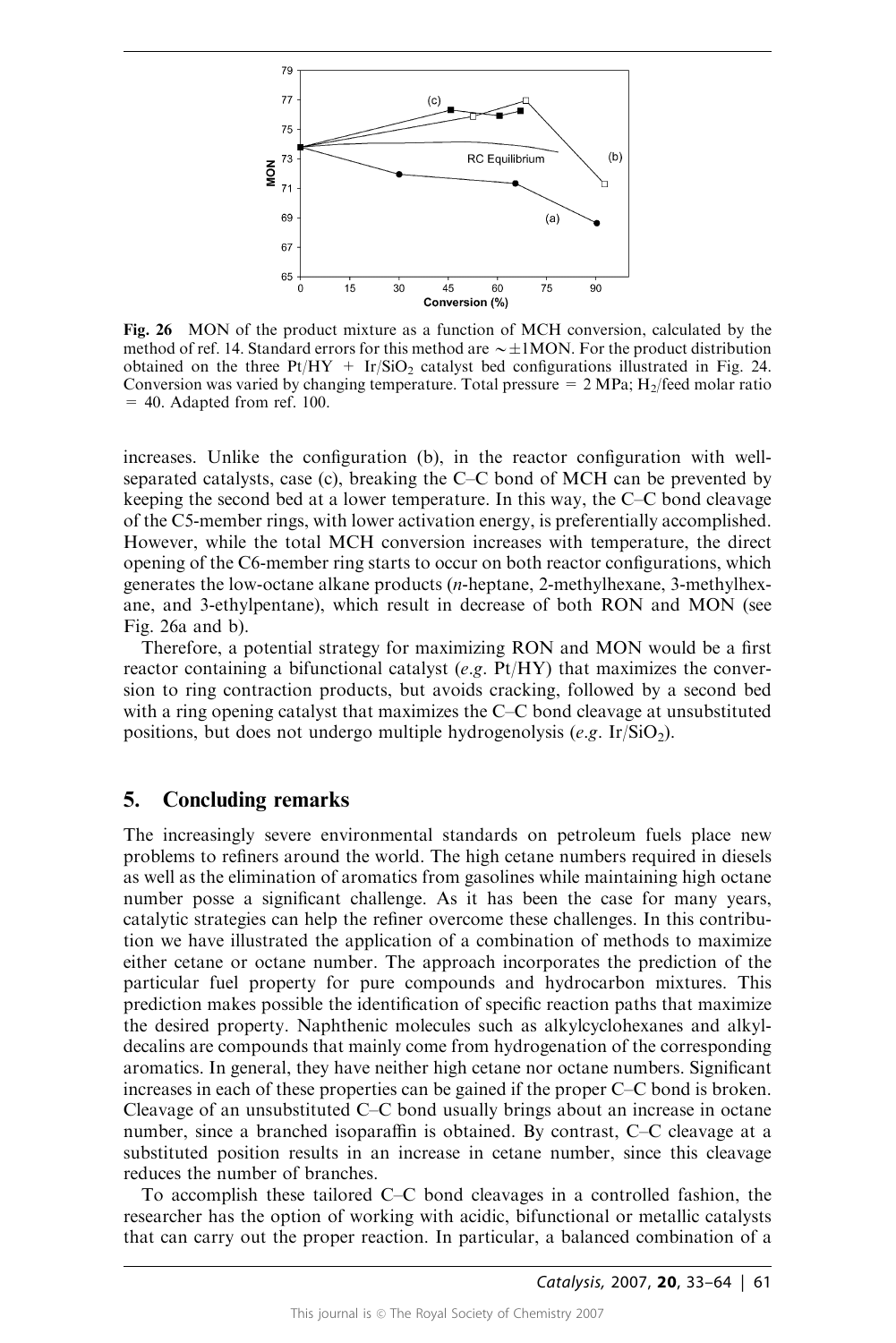79
77
75
73
71
69
67
65
MON
0 15 30 45 60 75 90
Conversion (%)
(c)
(b)
(a)
RC Equilibrium

**Fig. 26** MON of the product mixture as a function of MCH conversion, calculated by the method of ref. 14. Standard errors for this method are $\sim\pm1$MON. For the product distribution obtained on the three Pt/HY + $Ir/SiO_2$ catalyst bed configurations illustrated in Fig. 24. Conversion was varied by changing temperature. Total pressure = 2 MPa; $H_2$/feed molar ratio = 40. Adapted from ref. 100.

increases. Unlike the configuration (b), in the reactor configuration with well-separated catalysts, case (c), breaking the C–C bond of MCH can be prevented by keeping the second bed at a lower temperature. In this way, the C–C bond cleavage of the C5-member rings, with lower activation energy, is preferentially accomplished. However, while the total MCH conversion increases with temperature, the direct opening of the C6-member ring starts to occur on both reactor configurations, which generates the low-octane alkane products (*n*-heptane, 2-methylhexane, 3-methylhexane, and 3-ethylpentane), which result in decrease of both RON and MON (see Fig. 26a and b).

Therefore, a potential strategy for maximizing RON and MON would be a first reactor containing a bifunctional catalyst (*e.g.* Pt/HY) that maximizes the conversion to ring contraction products, but avoids cracking, followed by a second bed with a ring opening catalyst that maximizes the C–C bond cleavage at unsubstituted positions, but does not undergo multiple hydrogenolysis (*e.g.* $Ir/SiO_2$).

## 5. Concluding remarks

The increasingly severe environmental standards on petroleum fuels place new problems to refiners around the world. The high cetane numbers required in diesels as well as the elimination of aromatics from gasolines while maintaining high octane number posse a significant challenge. As it has been the case for many years, catalytic strategies can help the refiner overcome these challenges. In this contribution we have illustrated the application of a combination of methods to maximize either cetane or octane number. The approach incorporates the prediction of the particular fuel property for pure compounds and hydrocarbon mixtures. This prediction makes possible the identification of specific reaction paths that maximize the desired property. Naphthenic molecules such as alkylcyclohexanes and alkyldecalins are compounds that mainly come from hydrogenation of the corresponding aromatics. In general, they have neither high cetane nor octane numbers. Significant increases in each of these properties can be gained if the proper C–C bond is broken. Cleavage of an unsubstituted C–C bond usually brings about an increase in octane number, since a branched isoparaffin is obtained. By contrast, C–C cleavage at a substituted position results in an increase in cetane number, since this cleavage reduces the number of branches.

To accomplish these tailored C–C bond cleavages in a controlled fashion, the researcher has the option of working with acidic, bifunctional or metallic catalysts that can carry out the proper reaction. In particular, a balanced combination of a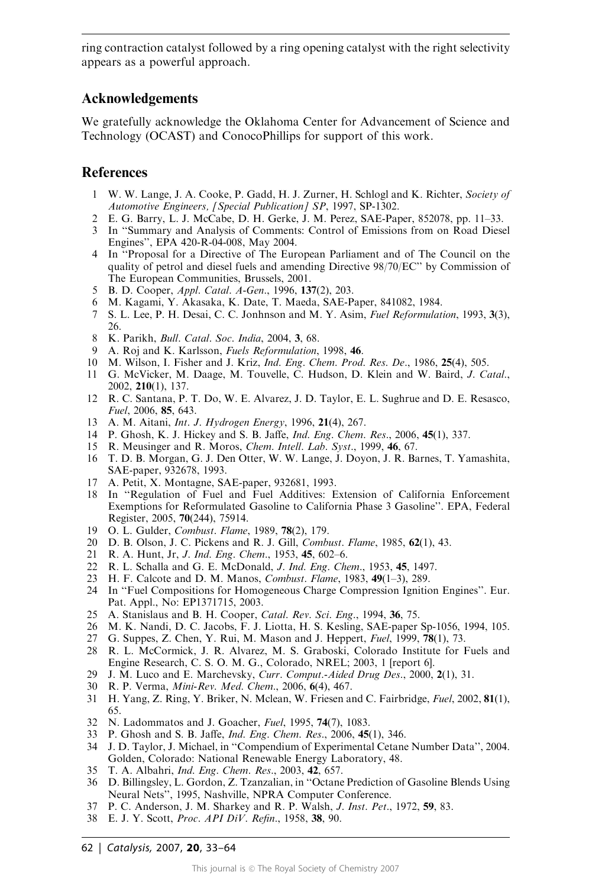ring contraction catalyst followed by a ring opening catalyst with the right selectivity appears as a powerful approach.

## Acknowledgements

We gratefully acknowledge the Oklahoma Center for Advancement of Science and Technology (OCAST) and ConocoPhillips for support of this work.

## References

1. W. W. Lange, J. A. Cooke, P. Gadd, H. J. Zurner, H. Schlogl and K. Richter, *Society of Automotive Engineers, [Special Publication] SP*, 1997, SP-1302.
2. E. G. Barry, L. J. McCabe, D. H. Gerke, J. M. Perez, SAE-Paper, 852078, pp. 11–33.
3. In "Summary and Analysis of Comments: Control of Emissions from on Road Diesel Engines", EPA 420-R-04-008, May 2004.
4. In "Proposal for a Directive of The European Parliament and of The Council on the quality of petrol and diesel fuels and amending Directive 98/70/EC" by Commission of The European Communities, Brussels, 2001.
5. B. D. Cooper, *Appl. Catal. A-Gen.*, 1996, **137**(2), 203.
6. M. Kagami, Y. Akasaka, K. Date, T. Maeda, SAE-Paper, 841082, 1984.
7. S. L. Lee, P. H. Desai, C. C. Jonhnson and M. Y. Asim, *Fuel Reformulation*, 1993, **3**(3), 26.
8. K. Parikh, *Bull. Catal. Soc. India*, 2004, **3**, 68.
9. A. Roj and K. Karlsson, *Fuels Reformulation*, 1998, **46**.
10. M. Wilson, I. Fisher and J. Kriz, *Ind. Eng. Chem. Prod. Res. De.*, 1986, **25**(4), 505.
11. G. McVicker, M. Daage, M. Touvelle, C. Hudson, D. Klein and W. Baird, *J. Catal.*, 2002, **210**(1), 137.
12. R. C. Santana, P. T. Do, W. E. Alvarez, J. D. Taylor, E. L. Sughrue and D. E. Resasco, *Fuel*, 2006, **85**, 643.
13. A. M. Aitani, *Int. J. Hydrogen Energy*, 1996, **21**(4), 267.
14. P. Ghosh, K. J. Hickey and S. B. Jaffe, *Ind. Eng. Chem. Res.*, 2006, **45**(1), 337.
15. R. Meusinger and R. Moros, *Chem. Intell. Lab. Syst.*, 1999, **46**, 67.
16. T. D. B. Morgan, G. J. Den Otter, W. W. Lange, J. Doyon, J. R. Barnes, T. Yamashita, SAE-paper, 932678, 1993.
17. A. Petit, X. Montagne, SAE-paper, 932681, 1993.
18. In "Regulation of Fuel and Fuel Additives: Extension of California Enforcement Exemptions for Reformulated Gasoline to California Phase 3 Gasoline". EPA, Federal Register, 2005, **70**(244), 75914.
19. O. L. Gulder, *Combust. Flame*, 1989, **78**(2), 179.
20. D. B. Olson, J. C. Pickens and R. J. Gill, *Combust. Flame*, 1985, **62**(1), 43.
21. R. A. Hunt, Jr, *J. Ind. Eng. Chem.*, 1953, **45**, 602–6.
22. R. L. Schalla and G. E. McDonald, *J. Ind. Eng. Chem.*, 1953, **45**, 1497.
23. H. F. Calcote and D. M. Manos, *Combust. Flame*, 1983, **49**(1–3), 289.
24. In "Fuel Compositions for Homogeneous Charge Compression Ignition Engines". Eur. Pat. Appl., No: EP1371715, 2003.
25. A. Stanislaus and B. H. Cooper, *Catal. Rev. Sci. Eng.*, 1994, **36**, 75.
26. M. K. Nandi, D. C. Jacobs, F. J. Liotta, H. S. Kesling, SAE-paper Sp-1056, 1994, 105.
27. G. Suppes, Z. Chen, Y. Rui, M. Mason and J. Heppert, *Fuel*, 1999, **78**(1), 73.
28. R. L. McCormick, J. R. Alvarez, M. S. Graboski, Colorado Institute for Fuels and Engine Research, C. S. O. M. G., Colorado, NREL; 2003, 1 [report 6].
29. J. M. Luco and E. Marchevsky, *Curr. Comput.-Aided Drug Des.*, 2000, **2**(1), 31.
30. R. P. Verma, *Mini-Rev. Med. Chem.*, 2006, **6**(4), 467.
31. H. Yang, Z. Ring, Y. Briker, N. Mclean, W. Friesen and C. Fairbridge, *Fuel*, 2002, **81**(1), 65.
32. N. Ladommatos and J. Goacher, *Fuel*, 1995, **74**(7), 1083.
33. P. Ghosh and S. B. Jaffe, *Ind. Eng. Chem. Res.*, 2006, **45**(1), 346.
34. J. D. Taylor, J. Michael, in "Compendium of Experimental Cetane Number Data", 2004. Golden, Colorado: National Renewable Energy Laboratory, 48.
35. T. A. Albahri, *Ind. Eng. Chem. Res.*, 2003, **42**, 657.
36. D. Billingsley, L. Gordon, Z. Tzanzalian, in "Octane Prediction of Gasoline Blends Using Neural Nets", 1995, Nashville, NPRA Computer Conference.
37. P. C. Anderson, J. M. Sharkey and R. P. Walsh, *J. Inst. Pet.*, 1972, **59**, 83.
38. E. J. Y. Scott, *Proc. API DiV. Refin.*, 1958, **38**, 90.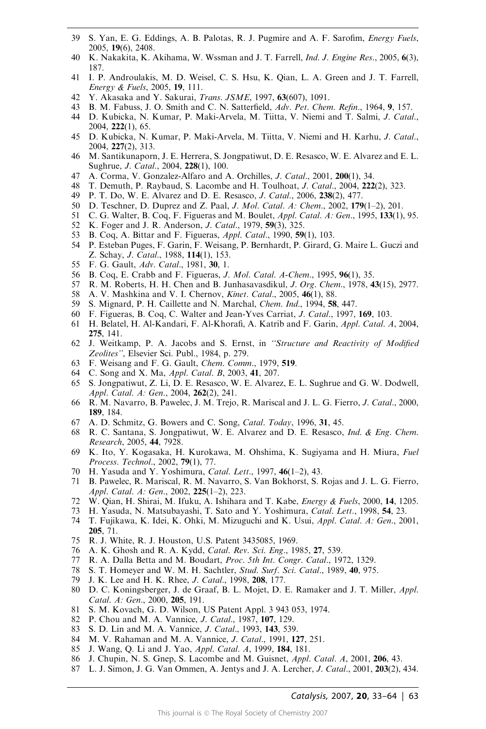39 S. Yan, E. G. Eddings, A. B. Palotas, R. J. Pugmire and A. F. Sarofim, *Energy Fuels*, 2005, **19**(6), 2408.
40 K. Nakakita, K. Akihama, W. Wssman and J. T. Farrell, *Ind. J. Engine Res.*, 2005, **6**(3), 187.
41 I. P. Androulakis, M. D. Weisel, C. S. Hsu, K. Qian, L. A. Green and J. T. Farrell, *Energy & Fuels*, 2005, **19**, 111.
42 Y. Akasaka and Y. Sakurai, *Trans. JSME*, 1997, **63**(607), 1091.
43 B. M. Fabuss, J. O. Smith and C. N. Satterfield, *Adv. Pet. Chem. Refin.*, 1964, **9**, 157.
44 D. Kubicka, N. Kumar, P. Maki-Arvela, M. Tiitta, V. Niemi and T. Salmi, *J. Catal.*, 2004, **222**(1), 65.
45 D. Kubicka, N. Kumar, P. Maki-Arvela, M. Tiitta, V. Niemi and H. Karhu, *J. Catal.*, 2004, **227**(2), 313.
46 M. Santikunaporn, J. E. Herrera, S. Jongpatiwut, D. E. Resasco, W. E. Alvarez and E. L. Sughrue, *J. Catal.*, 2004, **228**(1), 100.
47 A. Corma, V. Gonzalez-Alfaro and A. Orchilles, *J. Catal.*, 2001, **200**(1), 34.
48 T. Demuth, P. Raybaud, S. Lacombe and H. Toulhoat, *J. Catal.*, 2004, **222**(2), 323.
49 P. T. Do, W. E. Alvarez and D. E. Resasco, *J. Catal.*, 2006, **238**(2), 477.
50 D. Teschner, D. Duprez and Z. Paal, *J. Mol. Catal. A: Chem.*, 2002, **179**(1–2), 201.
51 C. G. Walter, B. Coq, F. Figueras and M. Boulet, *Appl. Catal. A: Gen.*, 1995, **133**(1), 95.
52 K. Foger and J. R. Anderson, *J. Catal.*, 1979, **59**(3), 325.
53 B. Coq, A. Bittar and F. Figueras, *Appl. Catal.*, 1990, **59**(1), 103.
54 P. Esteban Puges, F. Garin, F. Weisang, P. Bernhardt, P. Girard, G. Maire L. Guczi and Z. Schay, *J. Catal.*, 1988, **114**(1), 153.
55 F. G. Gault, *Adv. Catal.*, 1981, **30**, 1.
56 B. Coq, E. Crabb and F. Figueras, *J. Mol. Catal. A-Chem.*, 1995, **96**(1), 35.
57 R. M. Roberts, H. H. Chen and B. Junhasavasdikul, *J. Org. Chem.*, 1978, **43**(15), 2977.
58 A. V. Mashkina and V. I. Chernov, *Kinet. Catal.*, 2005, **46**(1), 88.
59 S. Mignard, P. H. Caillette and N. Marchal, *Chem. Ind.*, 1994, **58**, 447.
60 F. Figueras, B. Coq, C. Walter and Jean-Yves Carriat, *J. Catal.*, 1997, **169**, 103.
61 H. Belatel, H. Al-Kandari, F. Al-Khorafi, A. Katrib and F. Garin, *Appl. Catal. A*, 2004, **275**, 141.
62 J. Weitkamp, P. A. Jacobs and S. Ernst, in *"Structure and Reactivity of Modified Zeolites"*, Elsevier Sci. Publ., 1984, p. 279.
63 F. Weisang and F. G. Gault, *Chem. Comm.*, 1979, **519**.
64 C. Song and X. Ma, *Appl. Catal. B*, 2003, **41**, 207.
65 S. Jongpatiwut, Z. Li, D. E. Resasco, W. E. Alvarez, E. L. Sughrue and G. W. Dodwell, *Appl. Catal. A: Gen.*, 2004, **262**(2), 241.
66 R. M. Navarro, B. Pawelec, J. M. Trejo, R. Mariscal and J. L. G. Fierro, *J. Catal.*, 2000, **189**, 184.
67 A. D. Schmitz, G. Bowers and C. Song, *Catal. Today*, 1996, **31**, 45.
68 R. C. Santana, S. Jongpatiwut, W. E. Alvarez and D. E. Resasco, *Ind. & Eng. Chem. Research*, 2005, **44**, 7928.
69 K. Ito, Y. Kogasaka, H. Kurokawa, M. Ohshima, K. Sugiyama and H. Miura, *Fuel Process. Technol.*, 2002, **79**(1), 77.
70 H. Yasuda and Y. Yoshimura, *Catal. Lett.*, 1997, **46**(1–2), 43.
71 B. Pawelec, R. Mariscal, R. M. Navarro, S. Van Bokhorst, S. Rojas and J. L. G. Fierro, *Appl. Catal. A: Gen.*, 2002, **225**(1–2), 223.
72 W. Qian, H. Shirai, M. Ifuku, A. Ishihara and T. Kabe, *Energy & Fuels*, 2000, **14**, 1205.
73 H. Yasuda, N. Matsubayashi, T. Sato and Y. Yoshimura, *Catal. Lett.*, 1998, **54**, 23.
74 T. Fujikawa, K. Idei, K. Ohki, M. Mizuguchi and K. Usui, *Appl. Catal. A: Gen.*, 2001, **205**, 71.
75 R. J. White, R. J. Houston, U.S. Patent 3435085, 1969.
76 A. K. Ghosh and R. A. Kydd, *Catal. Rev. Sci. Eng.*, 1985, **27**, 539.
77 R. A. Dalla Betta and M. Boudart, *Proc. 5th Int. Congr. Catal.*, 1972, 1329.
78 S. T. Homeyer and W. M. H. Sachtler, *Stud. Surf. Sci. Catal.*, 1989, **40**, 975.
79 J. K. Lee and H. K. Rhee, *J. Catal.*, 1998, **208**, 177.
80 D. C. Koningsberger, J. de Graaf, B. L. Mojet, D. E. Ramaker and J. T. Miller, *Appl. Catal. A: Gen.*, 2000, **205**, 191.
81 S. M. Kovach, G. D. Wilson, US Patent Appl. 3 943 053, 1974.
82 P. Chou and M. A. Vannice, *J. Catal.*, 1987, **107**, 129.
83 S. D. Lin and M. A. Vannice, *J. Catal.*, 1993, **143**, 539.
84 M. V. Rahaman and M. A. Vannice, *J. Catal.*, 1991, **127**, 251.
85 J. Wang, Q. Li and J. Yao, *Appl. Catal. A*, 1999, **184**, 181.
86 J. Chupin, N. S. Gnep, S. Lacombe and M. Guisnet, *Appl. Catal. A*, 2001, **206**, 43.
87 L. J. Simon, J. G. Van Ommen, A. Jentys and J. A. Lercher, *J. Catal.*, 2001, **203**(2), 434.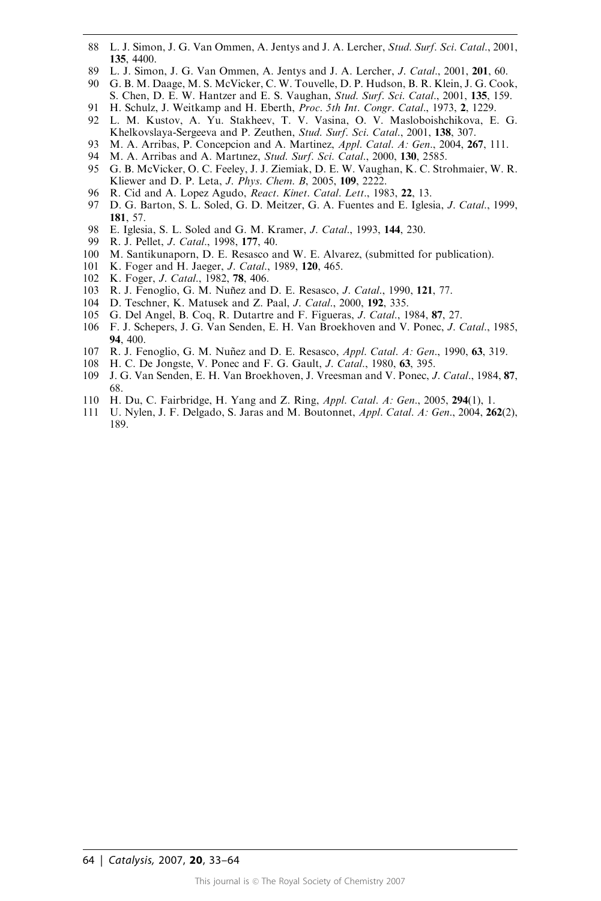88 L. J. Simon, J. G. Van Ommen, A. Jentys and J. A. Lercher, *Stud. Surf. Sci. Catal.*, 2001, **135**, 4400.
89 L. J. Simon, J. G. Van Ommen, A. Jentys and J. A. Lercher, *J. Catal.*, 2001, **201**, 60.
90 G. B. M. Daage, M. S. McVicker, C. W. Touvelle, D. P. Hudson, B. R. Klein, J. G. Cook, S. Chen, D. E. W. Hantzer and E. S. Vaughan, *Stud. Surf. Sci. Catal.*, 2001, **135**, 159.
91 H. Schulz, J. Weitkamp and H. Eberth, *Proc. 5th Int. Congr. Catal.*, 1973, **2**, 1229.
92 L. M. Kustov, A. Yu. Stakheev, T. V. Vasina, O. V. Masloboishchikova, E. G. Khelkovslaya-Sergeeva and P. Zeuthen, *Stud. Surf. Sci. Catal.*, 2001, **138**, 307.
93 M. A. Arribas, P. Concepcion and A. Martinez, *Appl. Catal. A: Gen.*, 2004, **267**, 111.
94 M. A. Arribas and A. Martınez, *Stud. Surf. Sci. Catal.*, 2000, **130**, 2585.
95 G. B. McVicker, O. C. Feeley, J. J. Ziemiak, D. E. W. Vaughan, K. C. Strohmaier, W. R. Kliewer and D. P. Leta, *J. Phys. Chem. B*, 2005, **109**, 2222.
96 R. Cid and A. Lopez Agudo, *React. Kinet. Catal. Lett*., 1983, **22**, 13.
97 D. G. Barton, S. L. Soled, G. D. Meitzer, G. A. Fuentes and E. Iglesia, *J. Catal.*, 1999, **181**, 57.
98 E. Iglesia, S. L. Soled and G. M. Kramer, *J. Catal.*, 1993, **144**, 230.
99 R. J. Pellet, *J. Catal.*, 1998, **177**, 40.
100 M. Santikunaporn, D. E. Resasco and W. E. Alvarez, (submitted for publication).
101 K. Foger and H. Jaeger, *J. Catal.*, 1989, **120**, 465.
102 K. Foger, *J. Catal.*, 1982, **78**, 406.
103 R. J. Fenoglio, G. M. Nuñez and D. E. Resasco, *J. Catal.*, 1990, **121**, 77.
104 D. Teschner, K. Matusek and Z. Paal, *J. Catal.*, 2000, **192**, 335.
105 G. Del Angel, B. Coq, R. Dutartre and F. Figueras, *J. Catal.*, 1984, **87**, 27.
106 F. J. Schepers, J. G. Van Senden, E. H. Van Broekhoven and V. Ponec, *J. Catal.*, 1985, **94**, 400.
107 R. J. Fenoglio, G. M. Nuñez and D. E. Resasco, *Appl. Catal. A: Gen.*, 1990, **63**, 319.
108 H. C. De Jongste, V. Ponec and F. G. Gault, *J. Catal.*, 1980, **63**, 395.
109 J. G. Van Senden, E. H. Van Broekhoven, J. Vreesman and V. Ponec, *J. Catal.*, 1984, **87**, 68.
110 H. Du, C. Fairbridge, H. Yang and Z. Ring, *Appl. Catal. A: Gen.*, 2005, **294**(1), 1.
111 U. Nylen, J. F. Delgado, S. Jaras and M. Boutonnet, *Appl. Catal. A: Gen.*, 2004, **262**(2), 189.